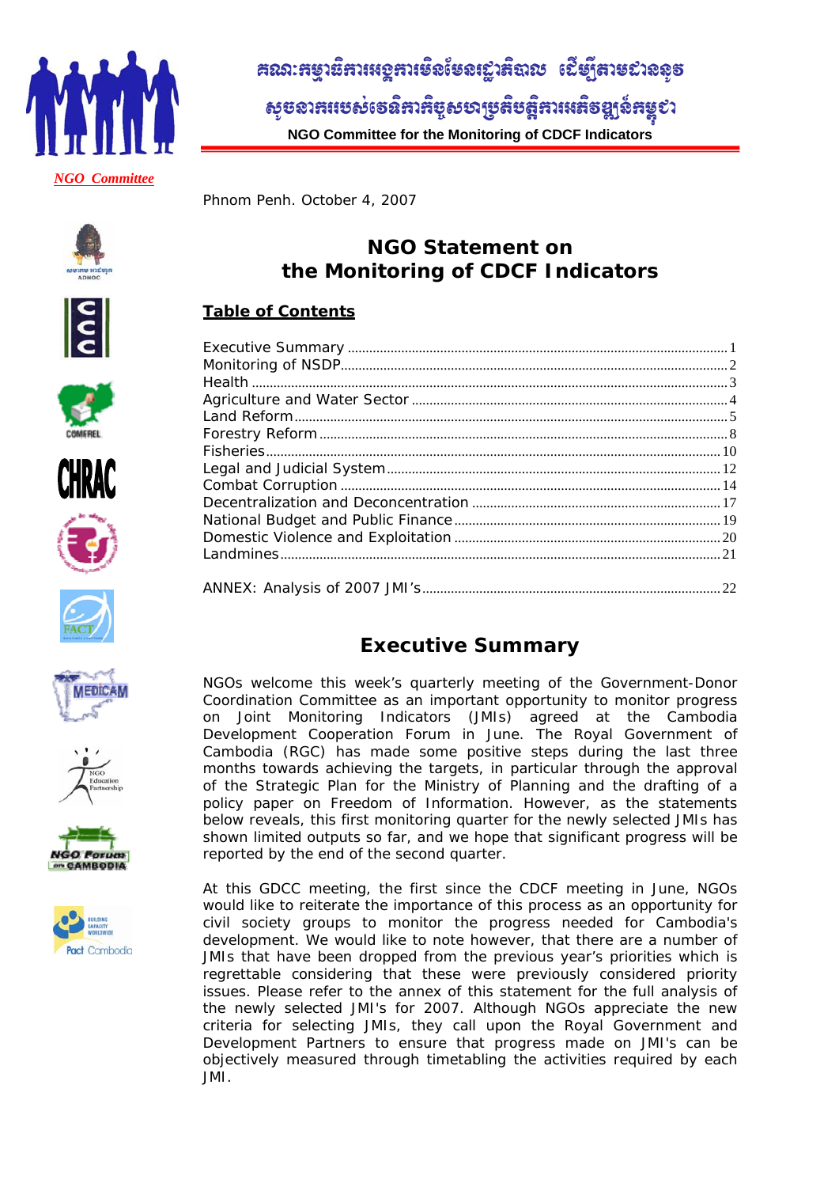គណៈកម្មាធិការអង្គការមិនមែនរដ្ឋាភិបាល ដើម្បីតាមដានសូចនាកររបស់វេទិកាកិច្ចសហប្រតិបត្តិការអភិវឌ្ឍន៍កម្ពុជា

**NGO Committee for the Monitoring of CDCF Indicators**

*NGO Committee*

Phnom Penh. October 4, 2007

# NGO Statement on the Monitoring of CDCF Indicators

## Table of Contents

| | |
|---|---|
| Executive Summary | 1 |
| Monitoring of NSDP | 2 |
| Health | 3 |
| Agriculture and Water Sector | 4 |
| Land Reform | 5 |
| Forestry Reform | 8 |
| Fisheries | 10 |
| Legal and Judicial System | 12 |
| Combat Corruption | 14 |
| Decentralization and Deconcentration | 17 |
| National Budget and Public Finance | 19 |
| Domestic Violence and Exploitation | 20 |
| Landmines | 21 |
| ANNEX: Analysis of 2007 JMI's | 22 |

## Executive Summary

NGOs welcome this week's quarterly meeting of the Government-Donor Coordination Committee as an important opportunity to monitor progress on Joint Monitoring Indicators (JMIs) agreed at the Cambodia Development Cooperation Forum in June. The Royal Government of Cambodia (RGC) has made some positive steps during the last three months towards achieving the targets, in particular through the approval of the Strategic Plan for the Ministry of Planning and the drafting of a policy paper on Freedom of Information. However, as the statements below reveals, this first monitoring quarter for the newly selected JMIs has shown limited outputs so far, and we hope that significant progress will be reported by the end of the second quarter.

At this GDCC meeting, the first since the CDCF meeting in June, NGOs would like to reiterate the importance of this process as an opportunity for civil society groups to monitor the progress needed for Cambodia's development. We would like to note however, that there are a number of JMIs that have been dropped from the previous year's priorities which is regrettable considering that these were previously considered priority issues. Please refer to the annex of this statement for the full analysis of the newly selected JMI's for 2007. Although NGOs appreciate the new criteria for selecting JMIs, they call upon the Royal Government and Development Partners to ensure that progress made on JMI's can be objectively measured through timetabling the activities required by each JMI.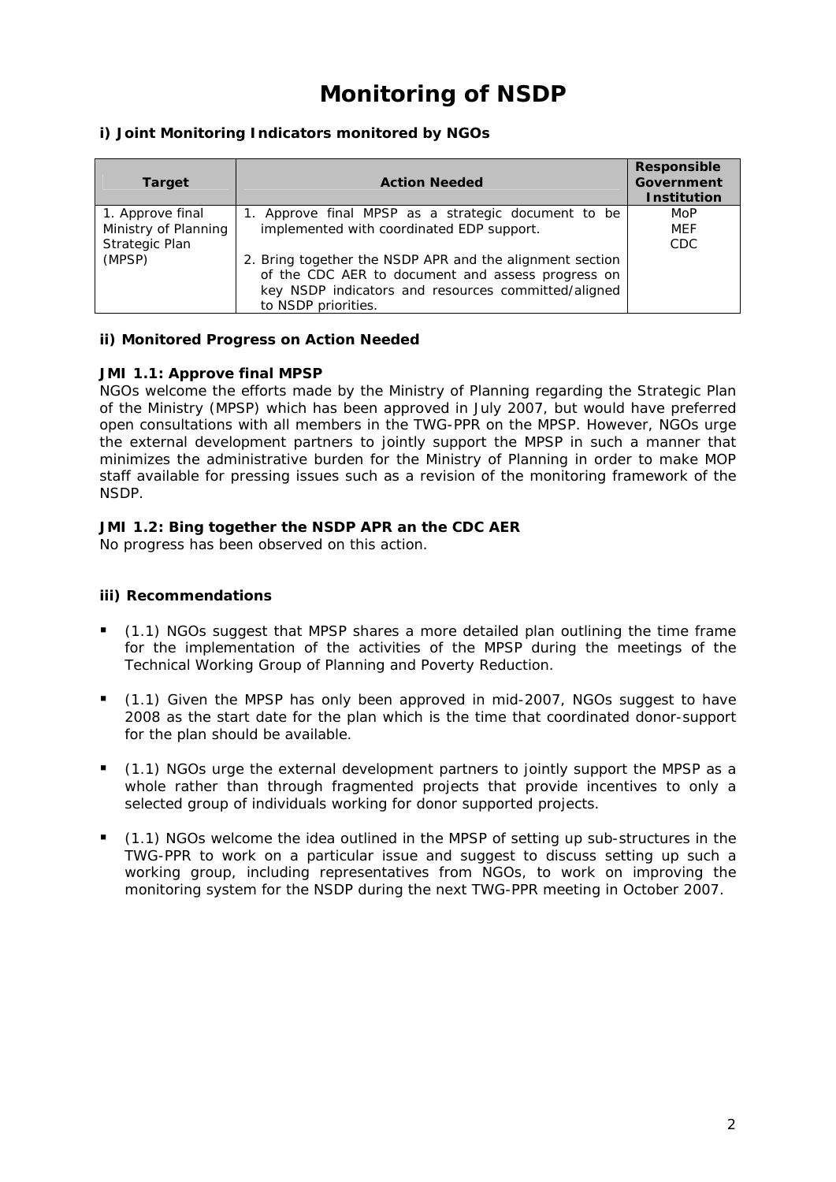# Monitoring of NSDP

### i) Joint Monitoring Indicators monitored by NGOs

| Target | Action Needed | Responsible Government Institution |
|---|---|---|
| 1. Approve final Ministry of Planning Strategic Plan (MPSP) | 1. Approve final MPSP as a strategic document to be implemented with coordinated EDP support.<br><br>2. Bring together the NSDP APR and the alignment section of the CDC AER to document and assess progress on key NSDP indicators and resources committed/aligned to NSDP priorities. | MoP<br>MEF<br>CDC |

### ii) Monitored Progress on Action Needed

**JMI 1.1: Approve final MPSP**

NGOs welcome the efforts made by the Ministry of Planning regarding the Strategic Plan of the Ministry (MPSP) which has been approved in July 2007, but would have preferred open consultations with all members in the TWG-PPR on the MPSP. However, NGOs urge the external development partners to jointly support the MPSP in such a manner that minimizes the administrative burden for the Ministry of Planning in order to make MOP staff available for pressing issues such as a revision of the monitoring framework of the NSDP.

**JMI 1.2: Bing together the NSDP APR an the CDC AER**

No progress has been observed on this action.

### iii) Recommendations

- (1.1) NGOs suggest that MPSP shares a more detailed plan outlining the time frame for the implementation of the activities of the MPSP during the meetings of the Technical Working Group of Planning and Poverty Reduction.
- (1.1) Given the MPSP has only been approved in mid-2007, NGOs suggest to have 2008 as the start date for the plan which is the time that coordinated donor-support for the plan should be available.
- (1.1) NGOs urge the external development partners to jointly support the MPSP as a whole rather than through fragmented projects that provide incentives to only a selected group of individuals working for donor supported projects.
- (1.1) NGOs welcome the idea outlined in the MPSP of setting up sub-structures in the TWG-PPR to work on a particular issue and suggest to discuss setting up such a working group, including representatives from NGOs, to work on improving the monitoring system for the NSDP during the next TWG-PPR meeting in October 2007.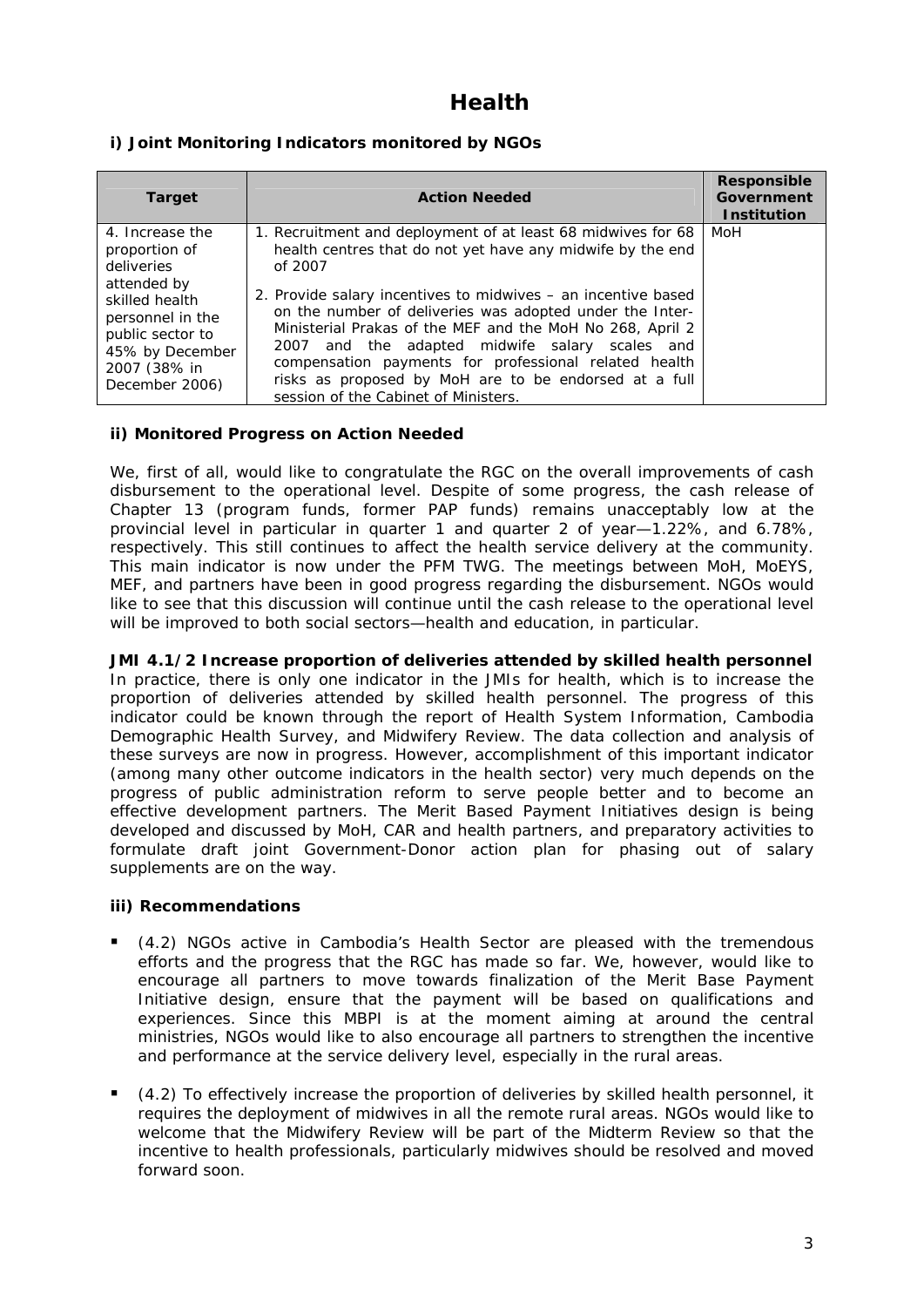# Health

### i) Joint Monitoring Indicators monitored by NGOs

| Target | Action Needed | Responsible Government Institution |
|---|---|---|
| 4. Increase the proportion of deliveries attended by skilled health personnel in the public sector to 45% by December 2007 (38% in December 2006) | 1. Recruitment and deployment of at least 68 midwives for 68 health centres that do not yet have any midwife by the end of 2007<br><br>2. Provide salary incentives to midwives – an incentive based on the number of deliveries was adopted under the Inter-Ministerial Prakas of the MEF and the MoH No 268, April 2 2007 and the adapted midwife salary scales and compensation payments for professional related health risks as proposed by MoH are to be endorsed at a full session of the Cabinet of Ministers. | MoH |

### ii) Monitored Progress on Action Needed

We, first of all, would like to congratulate the RGC on the overall improvements of cash disbursement to the operational level. Despite of some progress, the cash release of Chapter 13 (program funds, former PAP funds) remains unacceptably low at the provincial level in particular in quarter 1 and quarter 2 of year—1.22%, and 6.78%, respectively. This still continues to affect the health service delivery at the community. This main indicator is now under the PFM TWG. The meetings between MoH, MoEYS, MEF, and partners have been in good progress regarding the disbursement. NGOs would like to see that this discussion will continue until the cash release to the operational level will be improved to both social sectors—health and education, in particular.

**JMI 4.1/2 Increase proportion of deliveries attended by skilled health personnel**
In practice, there is only one indicator in the JMIs for health, which is to increase the proportion of deliveries attended by skilled health personnel. The progress of this indicator could be known through the report of Health System Information, Cambodia Demographic Health Survey, and Midwifery Review. The data collection and analysis of these surveys are now in progress. However, accomplishment of this important indicator (among many other outcome indicators in the health sector) very much depends on the progress of public administration reform to serve people better and to become an effective development partners. The Merit Based Payment Initiatives design is being developed and discussed by MoH, CAR and health partners, and preparatory activities to formulate draft joint Government-Donor action plan for phasing out of salary supplements are on the way.

### iii) Recommendations

- (4.2) NGOs active in Cambodia's Health Sector are pleased with the tremendous efforts and the progress that the RGC has made so far. We, however, would like to encourage all partners to move towards finalization of the Merit Base Payment Initiative design, ensure that the payment will be based on qualifications and experiences. Since this MBPI is at the moment aiming at around the central ministries, NGOs would like to also encourage all partners to strengthen the incentive and performance at the service delivery level, especially in the rural areas.

- (4.2) To effectively increase the proportion of deliveries by skilled health personnel, it requires the deployment of midwives in all the remote rural areas. NGOs would like to welcome that the Midwifery Review will be part of the Midterm Review so that the incentive to health professionals, particularly midwives should be resolved and moved forward soon.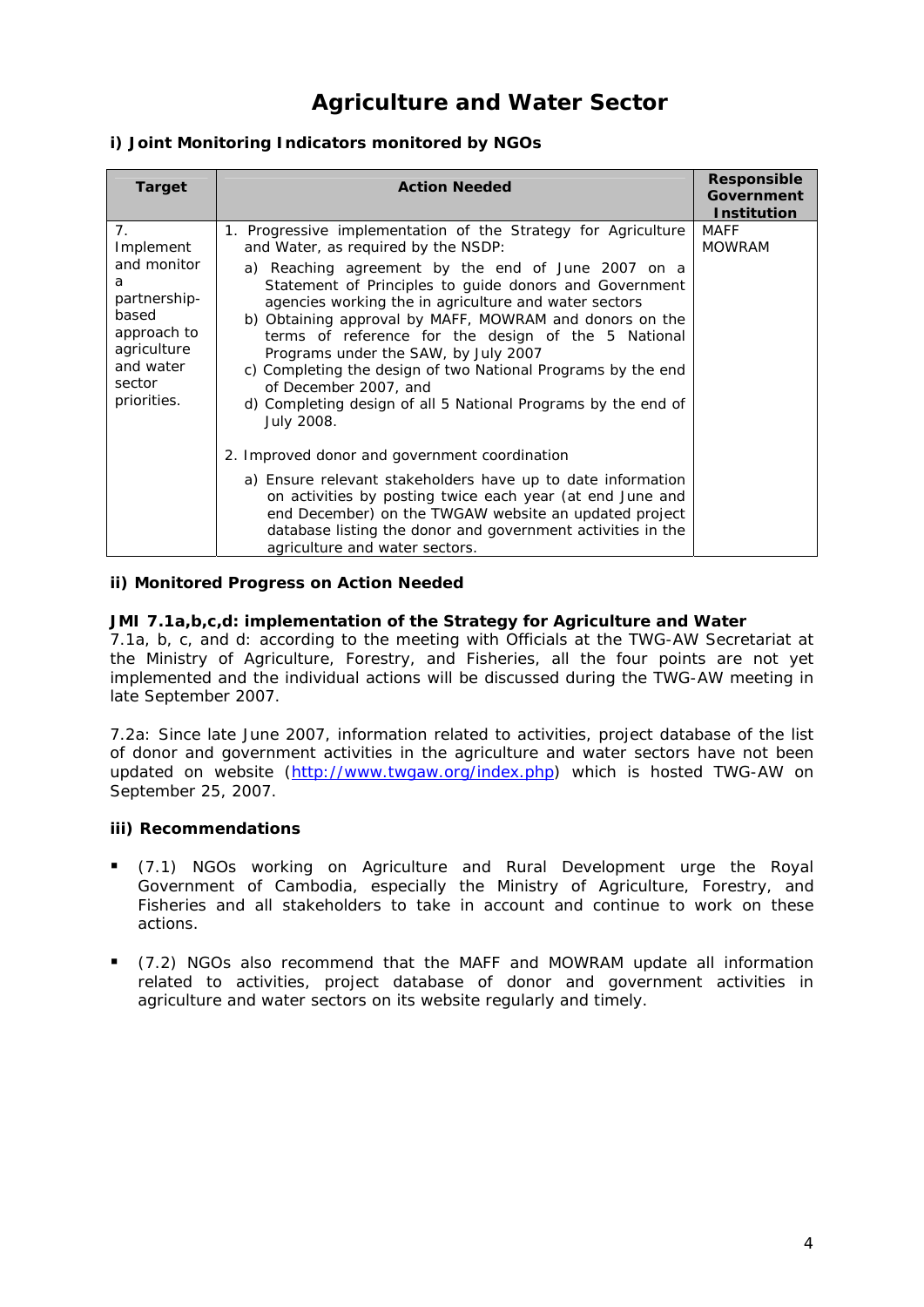# Agriculture and Water Sector

### i) Joint Monitoring Indicators monitored by NGOs

| Target | Action Needed | Responsible Government Institution |
|---|---|---|
| 7. Implement and monitor a partnership-based approach to agriculture and water sector priorities. | 1. Progressive implementation of the Strategy for Agriculture and Water, as required by the NSDP:<br>a) Reaching agreement by the end of June 2007 on a Statement of Principles to guide donors and Government agencies working the in agriculture and water sectors<br>b) Obtaining approval by MAFF, MOWRAM and donors on the terms of reference for the design of the 5 National Programs under the SAW, by July 2007<br>c) Completing the design of two National Programs by the end of December 2007, and<br>d) Completing design of all 5 National Programs by the end of July 2008.<br><br>2. Improved donor and government coordination<br>a) Ensure relevant stakeholders have up to date information on activities by posting twice each year (at end June and end December) on the TWGAW website an updated project database listing the donor and government activities in the agriculture and water sectors. | MAFF<br>MOWRAM |

### ii) Monitored Progress on Action Needed

**JMI 7.1a,b,c,d: implementation of the Strategy for Agriculture and Water**
7.1a, b, c, and d: according to the meeting with Officials at the TWG-AW Secretariat at the Ministry of Agriculture, Forestry, and Fisheries, all the four points are not yet implemented and the individual actions will be discussed during the TWG-AW meeting in late September 2007.

7.2a: Since late June 2007, information related to activities, project database of the list of donor and government activities in the agriculture and water sectors have not been updated on website (http://www.twgaw.org/index.php) which is hosted TWG-AW on September 25, 2007.

### iii) Recommendations

- (7.1) NGOs working on Agriculture and Rural Development urge the Royal Government of Cambodia, especially the Ministry of Agriculture, Forestry, and Fisheries and all stakeholders to take in account and continue to work on these actions.
- (7.2) NGOs also recommend that the MAFF and MOWRAM update all information related to activities, project database of donor and government activities in agriculture and water sectors on its website regularly and timely.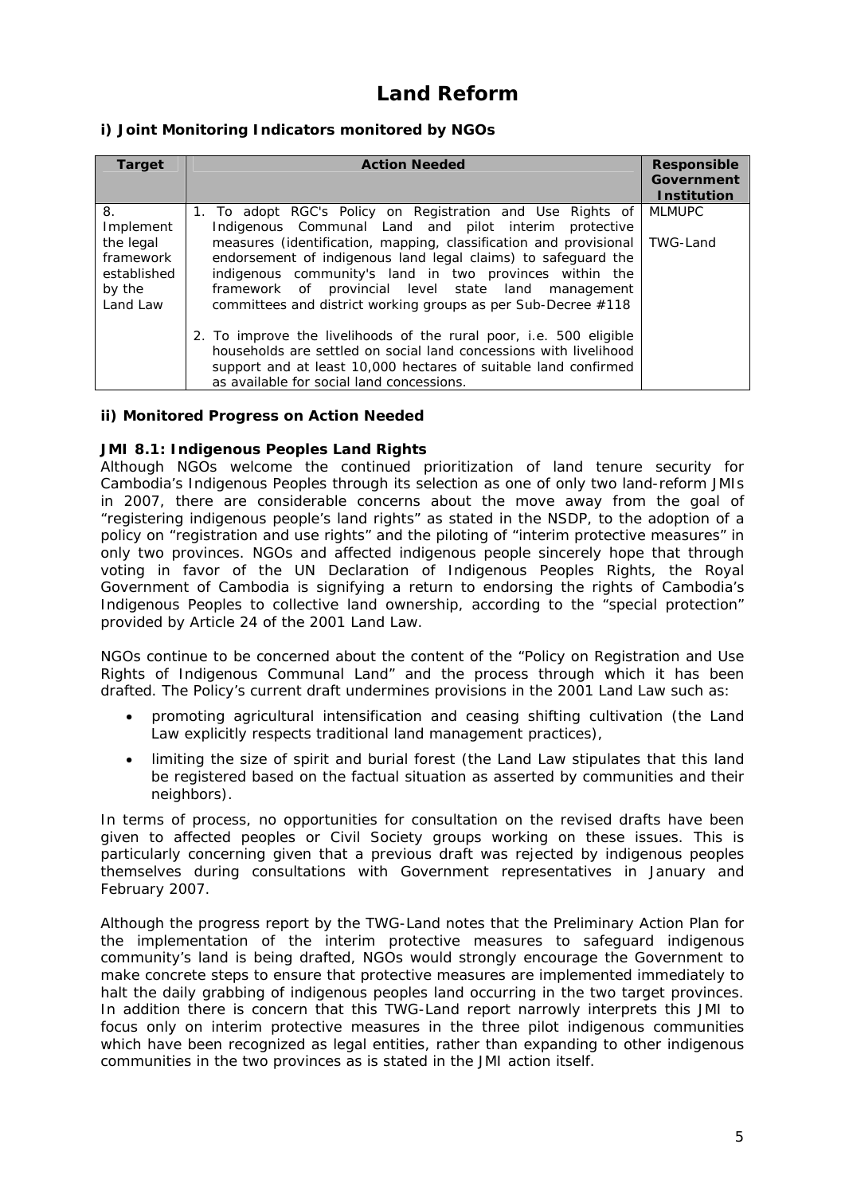# Land Reform

### i) Joint Monitoring Indicators monitored by NGOs

| Target | Action Needed | Responsible Government Institution |
|---|---|---|
| 8. Implement the legal framework established by the Land Law | 1. To adopt RGC's Policy on Registration and Use Rights of Indigenous Communal Land and pilot interim protective measures (identification, mapping, classification and provisional endorsement of indigenous land legal claims) to safeguard the indigenous community's land in two provinces within the framework of provincial level state land management committees and district working groups as per Sub-Decree #118<br><br>2. To improve the livelihoods of the rural poor, i.e. 500 eligible households are settled on social land concessions with livelihood support and at least 10,000 hectares of suitable land confirmed as available for social land concessions. | MLMUPC<br><br>TWG-Land |

### ii) Monitored Progress on Action Needed

**JMI 8.1: Indigenous Peoples Land Rights**

Although NGOs welcome the continued prioritization of land tenure security for Cambodia's Indigenous Peoples through its selection as one of only two land-reform JMIs in 2007, there are considerable concerns about the move away from the goal of "registering indigenous people's land rights" as stated in the NSDP, to the adoption of a policy on "registration and use rights" and the piloting of "interim protective measures" in only two provinces. NGOs and affected indigenous people sincerely hope that through voting in favor of the UN Declaration of Indigenous Peoples Rights, the Royal Government of Cambodia is signifying a return to endorsing the rights of Cambodia's Indigenous Peoples to collective land ownership, according to the "special protection" provided by Article 24 of the 2001 Land Law.

NGOs continue to be concerned about the content of the "Policy on Registration and Use Rights of Indigenous Communal Land" and the process through which it has been drafted. The Policy's current draft undermines provisions in the 2001 Land Law such as:

- promoting agricultural intensification and ceasing shifting cultivation (the Land Law explicitly respects traditional land management practices),
- limiting the size of spirit and burial forest (the Land Law stipulates that this land be registered based on the factual situation as asserted by communities and their neighbors).

In terms of process, no opportunities for consultation on the revised drafts have been given to affected peoples or Civil Society groups working on these issues. This is particularly concerning given that a previous draft was rejected by indigenous peoples themselves during consultations with Government representatives in January and February 2007.

Although the progress report by the TWG-Land notes that the Preliminary Action Plan for the implementation of the interim protective measures to safeguard indigenous community's land is being drafted, NGOs would strongly encourage the Government to make concrete steps to ensure that protective measures are implemented immediately to halt the daily grabbing of indigenous peoples land occurring in the two target provinces. In addition there is concern that this TWG-Land report narrowly interprets this JMI to focus only on interim protective measures in the three pilot indigenous communities which have been recognized as legal entities, rather than expanding to other indigenous communities in the two provinces as is stated in the JMI action itself.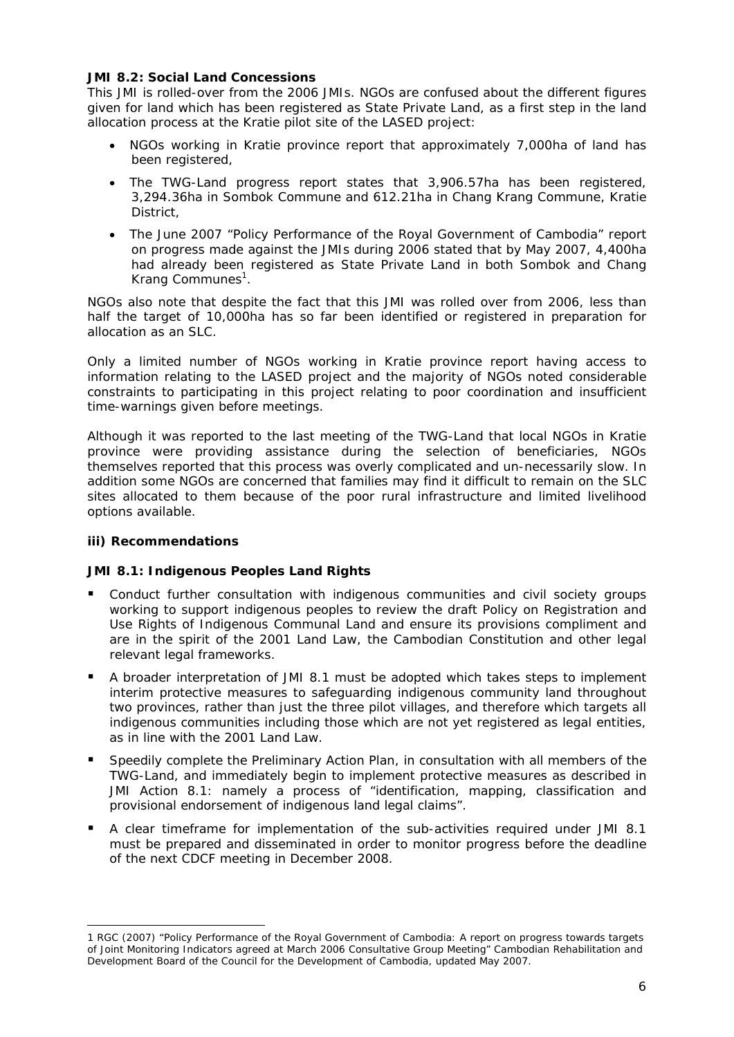**JMI 8.2: Social Land Concessions**

This JMI is rolled-over from the 2006 JMIs. NGOs are confused about the different figures given for land which has been registered as State Private Land, as a first step in the land allocation process at the Kratie pilot site of the LASED project:

- NGOs working in Kratie province report that approximately 7,000ha of land has been registered,
- The TWG-Land progress report states that 3,906.57ha has been registered, 3,294.36ha in Sombok Commune and 612.21ha in Chang Krang Commune, Kratie District,
- The June 2007 "Policy Performance of the Royal Government of Cambodia" report on progress made against the JMIs during 2006 stated that by May 2007, 4,400ha had already been registered as State Private Land in both Sombok and Chang Krang Communes[1].

NGOs also note that despite the fact that this JMI was rolled over from 2006, less than half the target of 10,000ha has so far been identified or registered in preparation for allocation as an SLC.

Only a limited number of NGOs working in Kratie province report having access to information relating to the LASED project and the majority of NGOs noted considerable constraints to participating in this project relating to poor coordination and insufficient time-warnings given before meetings.

Although it was reported to the last meeting of the TWG-Land that local NGOs in Kratie province were providing assistance during the selection of beneficiaries, NGOs themselves reported that this process was overly complicated and un-necessarily slow. In addition some NGOs are concerned that families may find it difficult to remain on the SLC sites allocated to them because of the poor rural infrastructure and limited livelihood options available.

**iii) Recommendations**

**JMI 8.1: Indigenous Peoples Land Rights**

- Conduct further consultation with indigenous communities and civil society groups working to support indigenous peoples to review the draft Policy on Registration and Use Rights of Indigenous Communal Land and ensure its provisions compliment and are in the spirit of the 2001 Land Law, the Cambodian Constitution and other legal relevant legal frameworks.
- A broader interpretation of JMI 8.1 must be adopted which takes steps to implement interim protective measures to safeguarding indigenous community land throughout two provinces, rather than just the three pilot villages, and therefore which targets all indigenous communities including those which are not yet registered as legal entities, as in line with the 2001 Land Law.
- Speedily complete the Preliminary Action Plan, in consultation with all members of the TWG-Land, and immediately begin to implement protective measures as described in JMI Action 8.1: namely a process of "identification, mapping, classification and provisional endorsement of indigenous land legal claims".
- A clear timeframe for implementation of the sub-activities required under JMI 8.1 must be prepared and disseminated in order to monitor progress before the deadline of the next CDCF meeting in December 2008.

---

1 RGC (2007) "Policy Performance of the Royal Government of Cambodia: A report on progress towards targets of Joint Monitoring Indicators agreed at March 2006 Consultative Group Meeting" Cambodian Rehabilitation and Development Board of the Council for the Development of Cambodia, updated May 2007.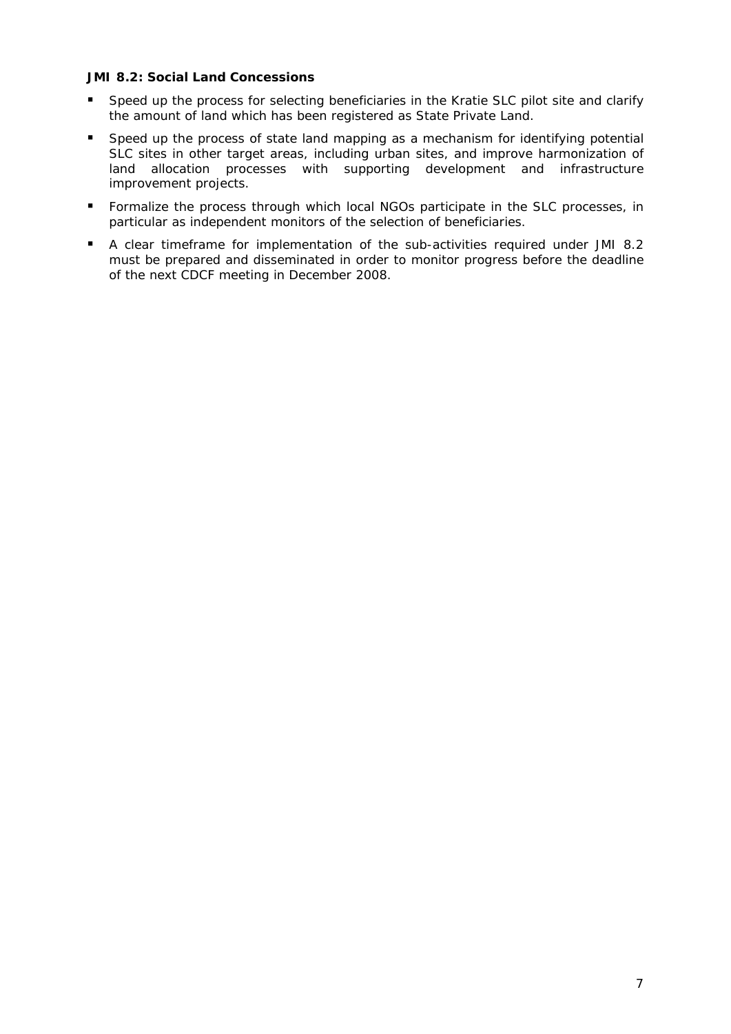**JMI 8.2: Social Land Concessions**

- Speed up the process for selecting beneficiaries in the Kratie SLC pilot site and clarify the amount of land which has been registered as State Private Land.
- Speed up the process of state land mapping as a mechanism for identifying potential SLC sites in other target areas, including urban sites, and improve harmonization of land allocation processes with supporting development and infrastructure improvement projects.
- Formalize the process through which local NGOs participate in the SLC processes, in particular as independent monitors of the selection of beneficiaries.
- A clear timeframe for implementation of the sub-activities required under JMI 8.2 must be prepared and disseminated in order to monitor progress before the deadline of the next CDCF meeting in December 2008.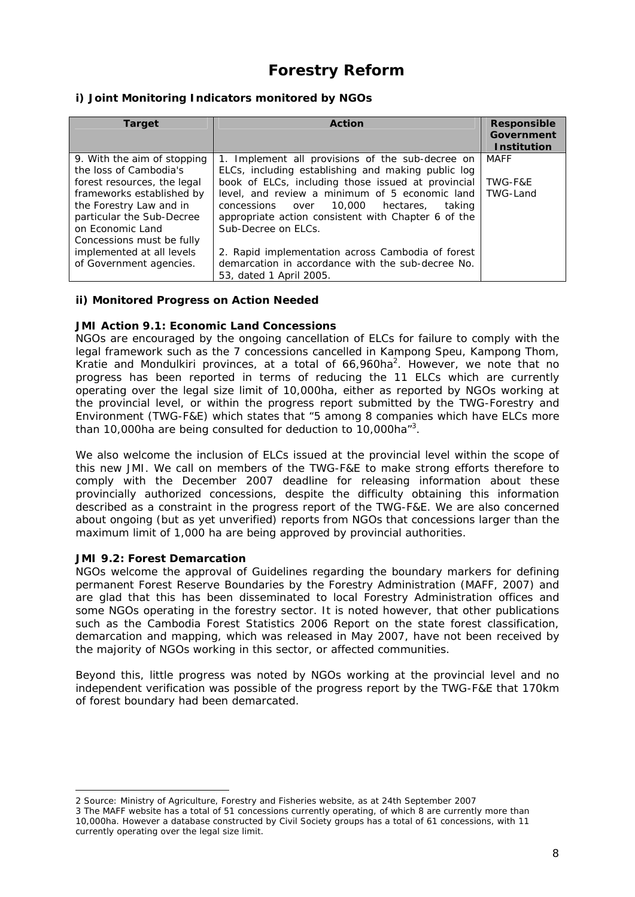# Forestry Reform

### i) Joint Monitoring Indicators monitored by NGOs

| Target | Action | Responsible Government Institution |
|---|---|---|
| 9. With the aim of stopping the loss of Cambodia's forest resources, the legal frameworks established by the Forestry Law and in particular the Sub-Decree on Economic Land Concessions must be fully implemented at all levels of Government agencies. | 1. Implement all provisions of the sub-decree on ELCs, including establishing and making public log book of ELCs, including those issued at provincial level, and review a minimum of 5 economic land concessions over 10,000 hectares, taking appropriate action consistent with Chapter 6 of the Sub-Decree on ELCs.<br><br>2. Rapid implementation across Cambodia of forest demarcation in accordance with the sub-decree No. 53, dated 1 April 2005. | MAFF<br><br>TWG-F&E<br>TWG-Land |

### ii) Monitored Progress on Action Needed

**JMI Action 9.1: Economic Land Concessions**

NGOs are encouraged by the ongoing cancellation of ELCs for failure to comply with the legal framework such as the 7 concessions cancelled in Kampong Speu, Kampong Thom, Kratie and Mondulkiri provinces, at a total of 66,960ha[2]. However, we note that no progress has been reported in terms of reducing the 11 ELCs which are currently operating over the legal size limit of 10,000ha, either as reported by NGOs working at the provincial level, or within the progress report submitted by the TWG-Forestry and Environment (TWG-F&E) which states that "5 among 8 companies which have ELCs more than 10,000ha are being consulted for deduction to 10,000ha"[3].

We also welcome the inclusion of ELCs issued at the provincial level within the scope of this new JMI. We call on members of the TWG-F&E to make strong efforts therefore to comply with the December 2007 deadline for releasing information about these provincially authorized concessions, despite the difficulty obtaining this information described as a constraint in the progress report of the TWG-F&E. We are also concerned about ongoing (but as yet unverified) reports from NGOs that concessions larger than the maximum limit of 1,000 ha are being approved by provincial authorities.

**JMI 9.2: Forest Demarcation**

NGOs welcome the approval of Guidelines regarding the boundary markers for defining permanent Forest Reserve Boundaries by the Forestry Administration (MAFF, 2007) and are glad that this has been disseminated to local Forestry Administration offices and some NGOs operating in the forestry sector. It is noted however, that other publications such as the Cambodia Forest Statistics 2006 Report on the state forest classification, demarcation and mapping, which was released in May 2007, have not been received by the majority of NGOs working in this sector, or affected communities.

Beyond this, little progress was noted by NGOs working at the provincial level and no independent verification was possible of the progress report by the TWG-F&E that 170km of forest boundary had been demarcated.

---

2 Source: Ministry of Agriculture, Forestry and Fisheries website, as at 24th September 2007

3 The MAFF website has a total of 51 concessions currently operating, of which 8 are currently more than 10,000ha. However a database constructed by Civil Society groups has a total of 61 concessions, with 11 currently operating over the legal size limit.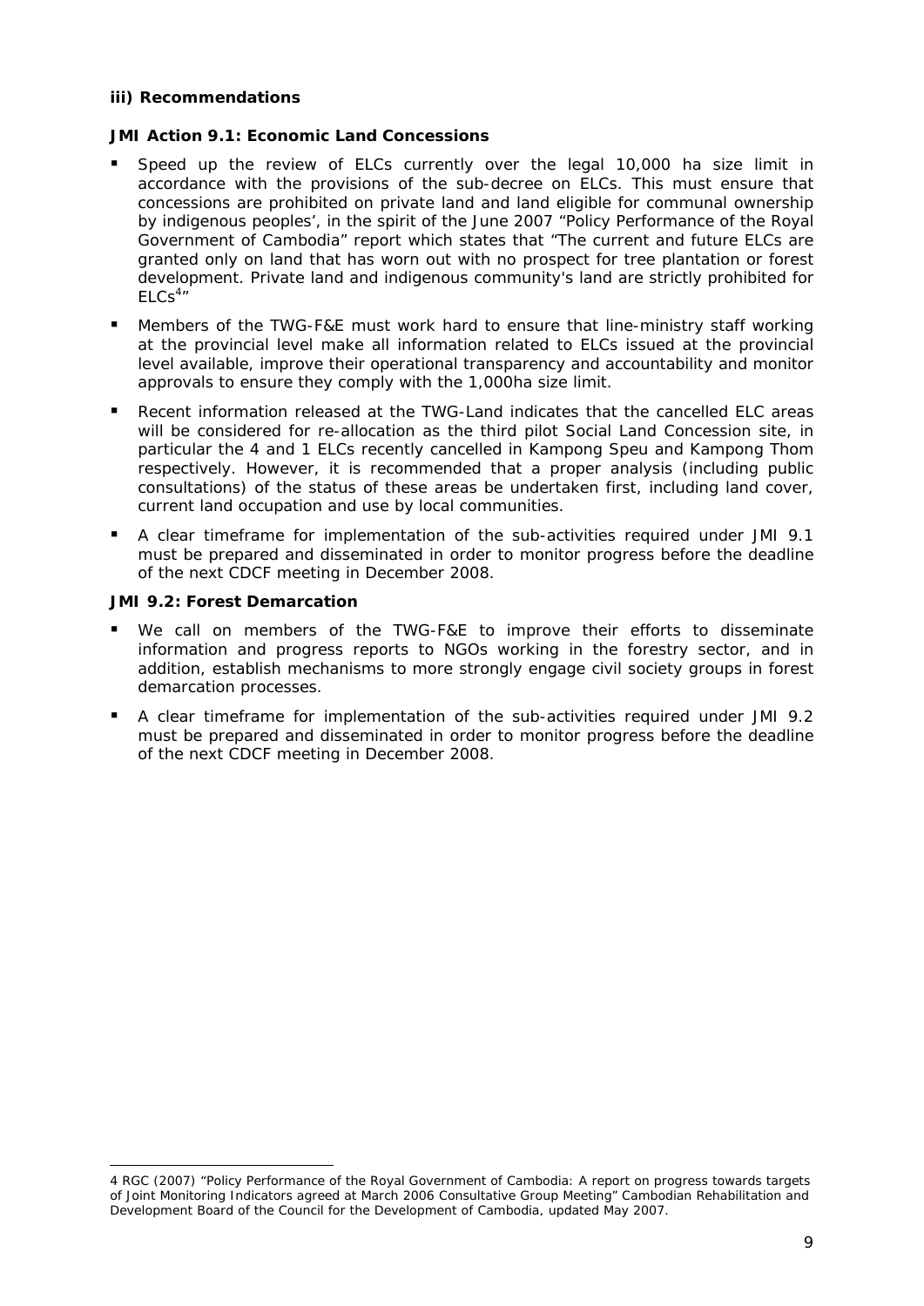### iii) Recommendations

**JMI Action 9.1: Economic Land Concessions**

- Speed up the review of ELCs currently over the legal 10,000 ha size limit in accordance with the provisions of the sub-decree on ELCs. This must ensure that concessions are prohibited on private land and land eligible for communal ownership by indigenous peoples', in the spirit of the June 2007 "Policy Performance of the Royal Government of Cambodia" report which states that "The current and future ELCs are granted only on land that has worn out with no prospect for tree plantation or forest development. Private land and indigenous community's land are strictly prohibited for ELCs[4]"
- Members of the TWG-F&E must work hard to ensure that line-ministry staff working at the provincial level make all information related to ELCs issued at the provincial level available, improve their operational transparency and accountability and monitor approvals to ensure they comply with the 1,000ha size limit.
- Recent information released at the TWG-Land indicates that the cancelled ELC areas will be considered for re-allocation as the third pilot Social Land Concession site, in particular the 4 and 1 ELCs recently cancelled in Kampong Speu and Kampong Thom respectively. However, it is recommended that a proper analysis (including public consultations) of the status of these areas be undertaken first, including land cover, current land occupation and use by local communities.
- A clear timeframe for implementation of the sub-activities required under JMI 9.1 must be prepared and disseminated in order to monitor progress before the deadline of the next CDCF meeting in December 2008.

**JMI 9.2: Forest Demarcation**

- We call on members of the TWG-F&E to improve their efforts to disseminate information and progress reports to NGOs working in the forestry sector, and in addition, establish mechanisms to more strongly engage civil society groups in forest demarcation processes.
- A clear timeframe for implementation of the sub-activities required under JMI 9.2 must be prepared and disseminated in order to monitor progress before the deadline of the next CDCF meeting in December 2008.

---

4 RGC (2007) "Policy Performance of the Royal Government of Cambodia: A report on progress towards targets of Joint Monitoring Indicators agreed at March 2006 Consultative Group Meeting" Cambodian Rehabilitation and Development Board of the Council for the Development of Cambodia, updated May 2007.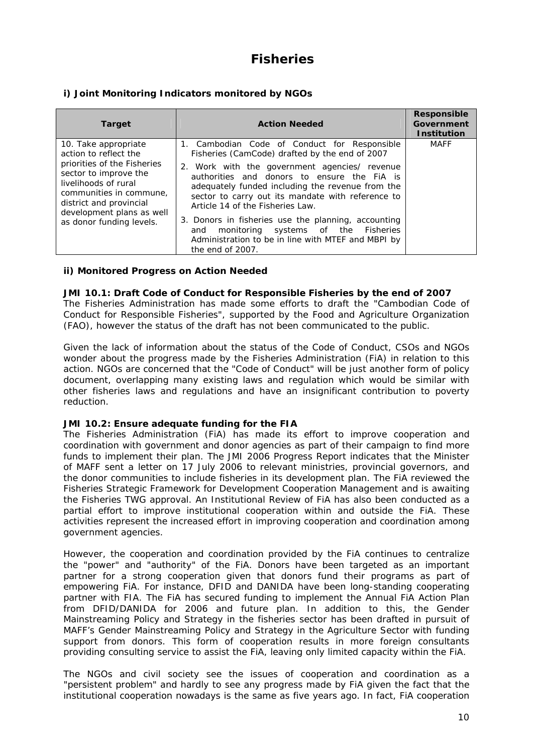# Fisheries

### i) Joint Monitoring Indicators monitored by NGOs

| Target | Action Needed | Responsible Government Institution |
|---|---|---|
| 10. Take appropriate action to reflect the priorities of the Fisheries sector to improve the livelihoods of rural communities in commune, district and provincial development plans as well as donor funding levels. | 1. Cambodian Code of Conduct for Responsible Fisheries (CamCode) drafted by the end of 2007<br>2. Work with the government agencies/ revenue authorities and donors to ensure the FiA is adequately funded including the revenue from the sector to carry out its mandate with reference to Article 14 of the Fisheries Law.<br>3. Donors in fisheries use the planning, accounting and monitoring systems of the Fisheries Administration to be in line with MTEF and MBPI by the end of 2007. | MAFF |

### ii) Monitored Progress on Action Needed

**JMI 10.1: Draft Code of Conduct for Responsible Fisheries by the end of 2007**
The Fisheries Administration has made some efforts to draft the "Cambodian Code of Conduct for Responsible Fisheries", supported by the Food and Agriculture Organization (FAO), however the status of the draft has not been communicated to the public.

Given the lack of information about the status of the Code of Conduct, CSOs and NGOs wonder about the progress made by the Fisheries Administration (FiA) in relation to this action. NGOs are concerned that the "Code of Conduct" will be just another form of policy document, overlapping many existing laws and regulation which would be similar with other fisheries laws and regulations and have an insignificant contribution to poverty reduction.

**JMI 10.2: Ensure adequate funding for the FIA**
The Fisheries Administration (FiA) has made its effort to improve cooperation and coordination with government and donor agencies as part of their campaign to find more funds to implement their plan. The JMI 2006 Progress Report indicates that the Minister of MAFF sent a letter on 17 July 2006 to relevant ministries, provincial governors, and the donor communities to include fisheries in its development plan. The FiA reviewed the Fisheries Strategic Framework for Development Cooperation Management and is awaiting the Fisheries TWG approval. An Institutional Review of FiA has also been conducted as a partial effort to improve institutional cooperation within and outside the FiA. These activities represent the increased effort in improving cooperation and coordination among government agencies.

However, the cooperation and coordination provided by the FiA continues to centralize the "power" and "authority" of the FiA. Donors have been targeted as an important partner for a strong cooperation given that donors fund their programs as part of empowering FiA. For instance, DFID and DANIDA have been long-standing cooperating partner with FIA. The FiA has secured funding to implement the Annual FiA Action Plan from DFID/DANIDA for 2006 and future plan. In addition to this, the Gender Mainstreaming Policy and Strategy in the fisheries sector has been drafted in pursuit of MAFF's Gender Mainstreaming Policy and Strategy in the Agriculture Sector with funding support from donors. This form of cooperation results in more foreign consultants providing consulting service to assist the FiA, leaving only limited capacity within the FiA.

The NGOs and civil society see the issues of cooperation and coordination as a "persistent problem" and hardly to see any progress made by FiA given the fact that the institutional cooperation nowadays is the same as five years ago. In fact, FiA cooperation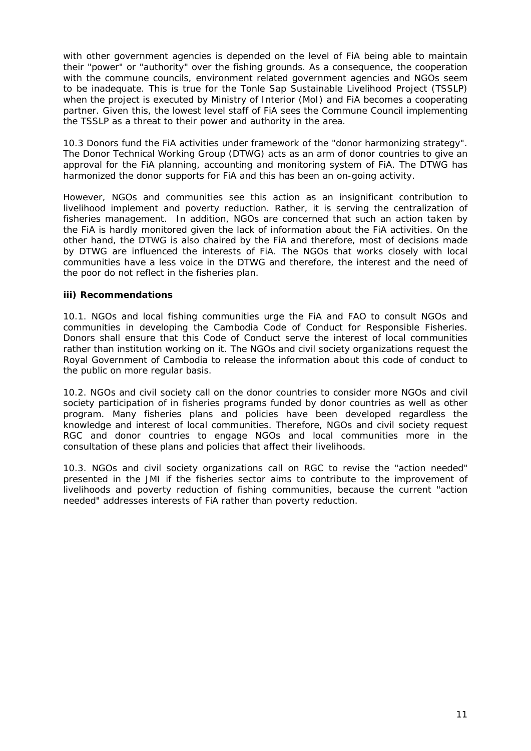with other government agencies is depended on the level of FiA being able to maintain their "power" or "authority" over the fishing grounds. As a consequence, the cooperation with the commune councils, environment related government agencies and NGOs seem to be inadequate. This is true for the Tonle Sap Sustainable Livelihood Project (TSSLP) when the project is executed by Ministry of Interior (MoI) and FiA becomes a cooperating partner. Given this, the lowest level staff of FiA sees the Commune Council implementing the TSSLP as a threat to their power and authority in the area.

10.3 Donors fund the FiA activities under framework of the "donor harmonizing strategy". The Donor Technical Working Group (DTWG) acts as an arm of donor countries to give an approval for the FiA planning, accounting and monitoring system of FiA. The DTWG has harmonized the donor supports for FiA and this has been an on-going activity.

However, NGOs and communities see this action as an insignificant contribution to livelihood implement and poverty reduction. Rather, it is serving the centralization of fisheries management. In addition, NGOs are concerned that such an action taken by the FiA is hardly monitored given the lack of information about the FiA activities. On the other hand, the DTWG is also chaired by the FiA and therefore, most of decisions made by DTWG are influenced the interests of FiA. The NGOs that works closely with local communities have a less voice in the DTWG and therefore, the interest and the need of the poor do not reflect in the fisheries plan.

**iii) Recommendations**

10.1. NGOs and local fishing communities urge the FiA and FAO to consult NGOs and communities in developing the Cambodia Code of Conduct for Responsible Fisheries. Donors shall ensure that this Code of Conduct serve the interest of local communities rather than institution working on it. The NGOs and civil society organizations request the Royal Government of Cambodia to release the information about this code of conduct to the public on more regular basis.

10.2. NGOs and civil society call on the donor countries to consider more NGOs and civil society participation of in fisheries programs funded by donor countries as well as other program. Many fisheries plans and policies have been developed regardless the knowledge and interest of local communities. Therefore, NGOs and civil society request RGC and donor countries to engage NGOs and local communities more in the consultation of these plans and policies that affect their livelihoods.

10.3. NGOs and civil society organizations call on RGC to revise the "action needed" presented in the JMI if the fisheries sector aims to contribute to the improvement of livelihoods and poverty reduction of fishing communities, because the current "action needed" addresses interests of FiA rather than poverty reduction.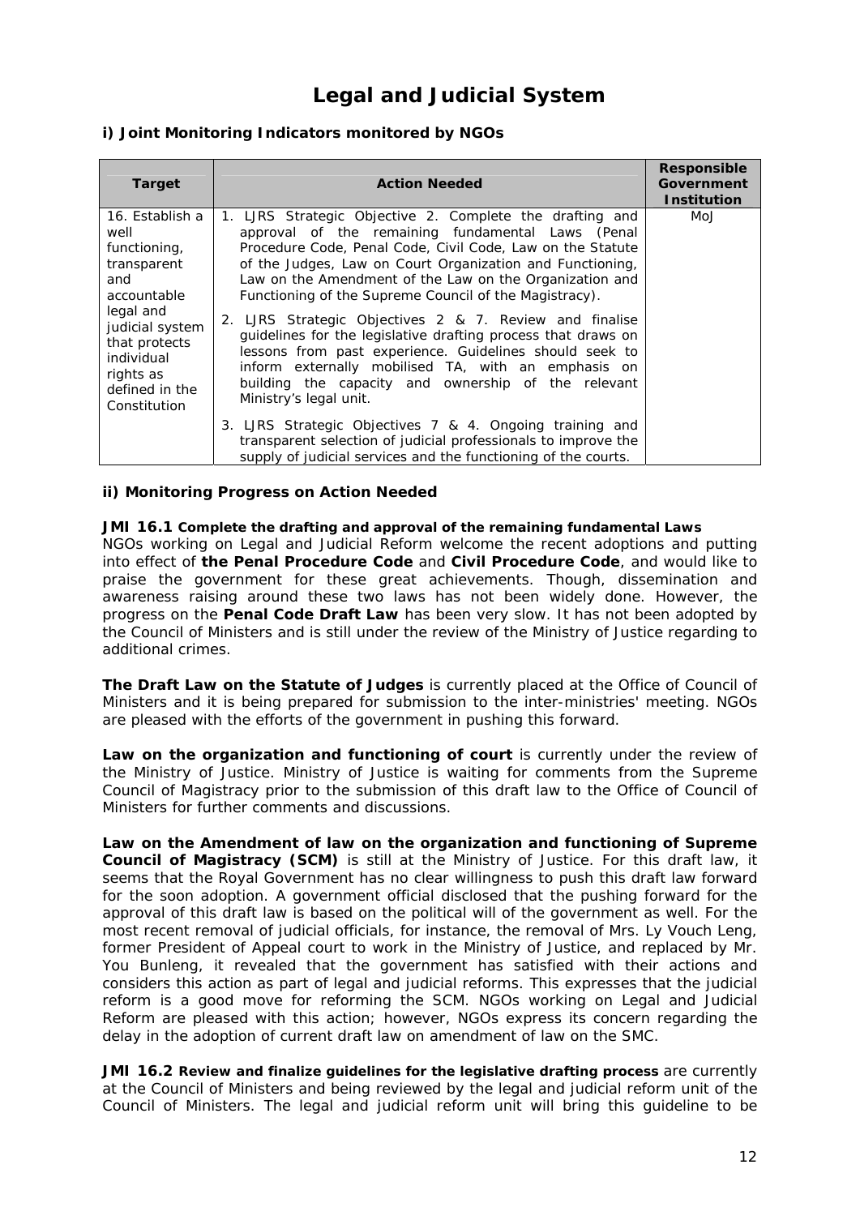# Legal and Judicial System

### i) Joint Monitoring Indicators monitored by NGOs

| Target | Action Needed | Responsible Government Institution |
|---|---|---|
| 16. Establish a well functioning, transparent and accountable legal and judicial system that protects individual rights as defined in the Constitution | 1. LJRS Strategic Objective 2. Complete the drafting and approval of the remaining fundamental Laws (Penal Procedure Code, Penal Code, Civil Code, Law on the Statute of the Judges, Law on Court Organization and Functioning, Law on the Amendment of the Law on the Organization and Functioning of the Supreme Council of the Magistracy).<br><br>2. LJRS Strategic Objectives 2 & 7. Review and finalise guidelines for the legislative drafting process that draws on lessons from past experience. Guidelines should seek to inform externally mobilised TA, with an emphasis on building the capacity and ownership of the relevant Ministry's legal unit.<br><br>3. LJRS Strategic Objectives 7 & 4. Ongoing training and transparent selection of judicial professionals to improve the supply of judicial services and the functioning of the courts. | MoJ |

### ii) Monitoring Progress on Action Needed

**JMI 16.1 Complete the drafting and approval of the remaining fundamental Laws**
NGOs working on Legal and Judicial Reform welcome the recent adoptions and putting into effect of **the Penal Procedure Code** and **Civil Procedure Code**, and would like to praise the government for these great achievements. Though, dissemination and awareness raising around these two laws has not been widely done. However, the progress on the **Penal Code Draft Law** has been very slow. It has not been adopted by the Council of Ministers and is still under the review of the Ministry of Justice regarding to additional crimes.

**The Draft Law on the Statute of Judges** is currently placed at the Office of Council of Ministers and it is being prepared for submission to the inter-ministries' meeting. NGOs are pleased with the efforts of the government in pushing this forward.

**Law on the organization and functioning of court** is currently under the review of the Ministry of Justice. Ministry of Justice is waiting for comments from the Supreme Council of Magistracy prior to the submission of this draft law to the Office of Council of Ministers for further comments and discussions.

**Law on the Amendment of law on the organization and functioning of Supreme Council of Magistracy (SCM)** is still at the Ministry of Justice. For this draft law, it seems that the Royal Government has no clear willingness to push this draft law forward for the soon adoption. A government official disclosed that the pushing forward for the approval of this draft law is based on the political will of the government as well. For the most recent removal of judicial officials, for instance, the removal of Mrs. Ly Vouch Leng, former President of Appeal court to work in the Ministry of Justice, and replaced by Mr. You Bunleng, it revealed that the government has satisfied with their actions and considers this action as part of legal and judicial reforms. This expresses that the judicial reform is a good move for reforming the SCM. NGOs working on Legal and Judicial Reform are pleased with this action; however, NGOs express its concern regarding the delay in the adoption of current draft law on amendment of law on the SMC.

**JMI 16.2 Review and finalize guidelines for the legislative drafting process** are currently at the Council of Ministers and being reviewed by the legal and judicial reform unit of the Council of Ministers. The legal and judicial reform unit will bring this guideline to be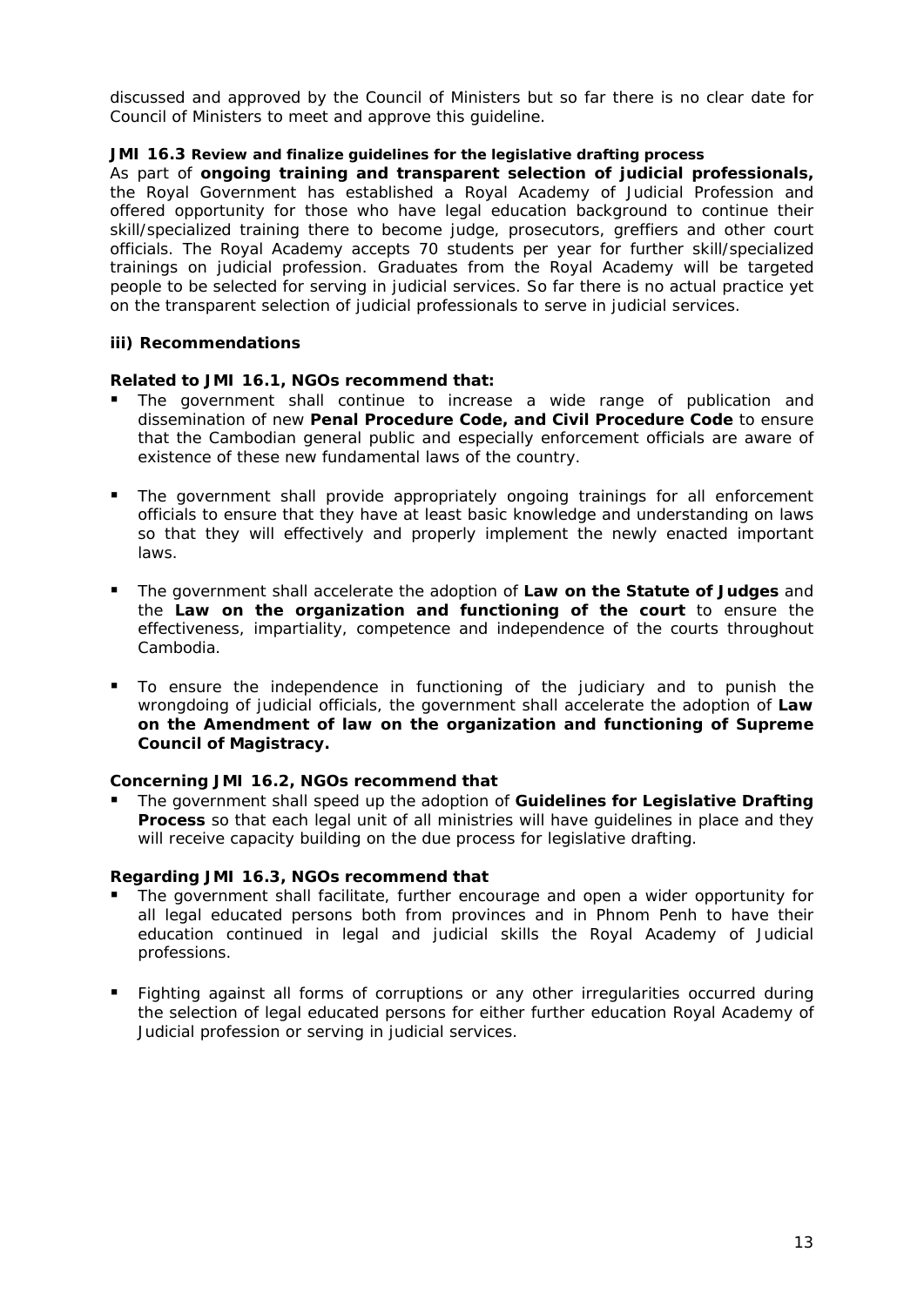discussed and approved by the Council of Ministers but so far there is no clear date for Council of Ministers to meet and approve this guideline.

**JMI 16.3 Review and finalize guidelines for the legislative drafting process**

As part of **ongoing training and transparent selection of judicial professionals,** the Royal Government has established a Royal Academy of Judicial Profession and offered opportunity for those who have legal education background to continue their skill/specialized training there to become judge, prosecutors, greffiers and other court officials. The Royal Academy accepts 70 students per year for further skill/specialized trainings on judicial profession. Graduates from the Royal Academy will be targeted people to be selected for serving in judicial services. So far there is no actual practice yet on the transparent selection of judicial professionals to serve in judicial services.

**iii) Recommendations**

**Related to JMI 16.1, NGOs recommend that:**

- The government shall continue to increase a wide range of publication and dissemination of new **Penal Procedure Code, and Civil Procedure Code** to ensure that the Cambodian general public and especially enforcement officials are aware of existence of these new fundamental laws of the country.
- The government shall provide appropriately ongoing trainings for all enforcement officials to ensure that they have at least basic knowledge and understanding on laws so that they will effectively and properly implement the newly enacted important laws.
- The government shall accelerate the adoption of **Law on the Statute of Judges** and the **Law on the organization and functioning of the court** to ensure the effectiveness, impartiality, competence and independence of the courts throughout Cambodia.
- To ensure the independence in functioning of the judiciary and to punish the wrongdoing of judicial officials, the government shall accelerate the adoption of **Law on the Amendment of law on the organization and functioning of Supreme Council of Magistracy.**

**Concerning JMI 16.2, NGOs recommend that**

- The government shall speed up the adoption of **Guidelines for Legislative Drafting Process** so that each legal unit of all ministries will have guidelines in place and they will receive capacity building on the due process for legislative drafting.

**Regarding JMI 16.3, NGOs recommend that**

- The government shall facilitate, further encourage and open a wider opportunity for all legal educated persons both from provinces and in Phnom Penh to have their education continued in legal and judicial skills the Royal Academy of Judicial professions.
- Fighting against all forms of corruptions or any other irregularities occurred during the selection of legal educated persons for either further education Royal Academy of Judicial profession or serving in judicial services.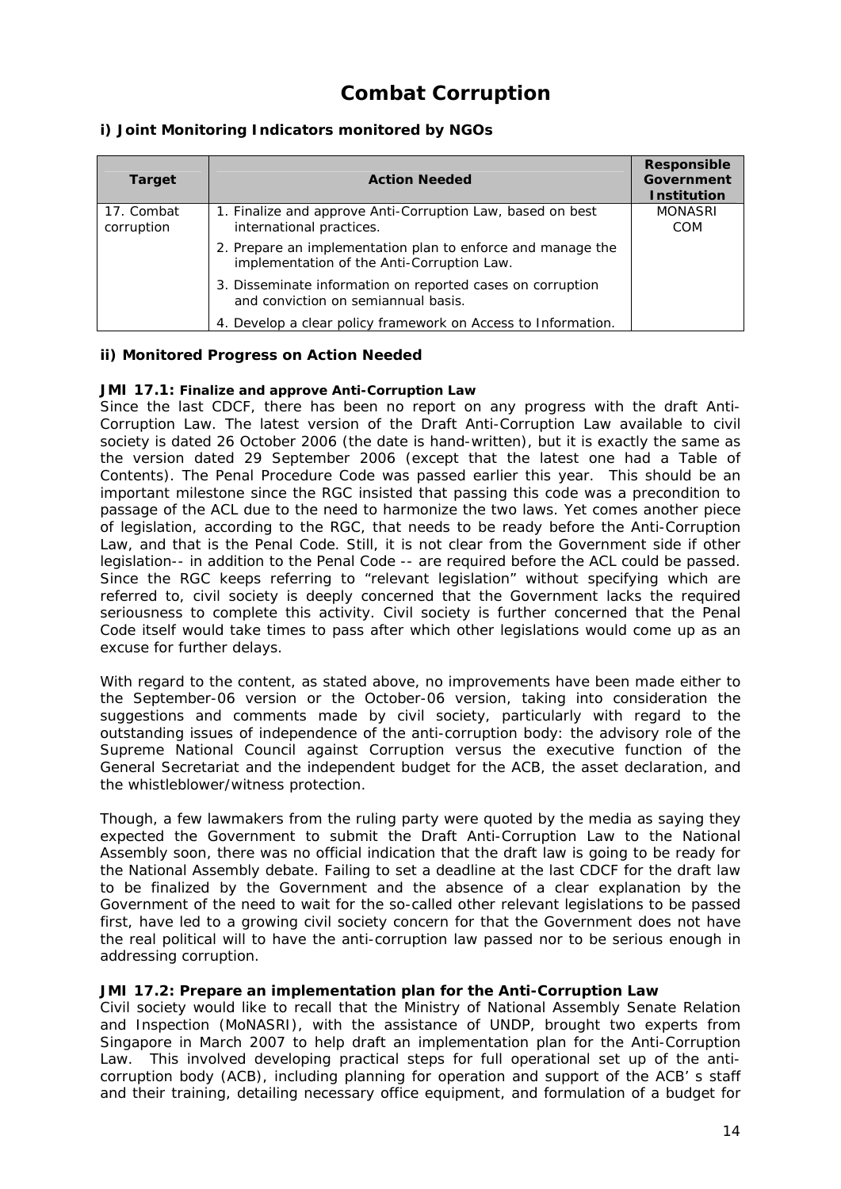# Combat Corruption

### i) Joint Monitoring Indicators monitored by NGOs

| Target | Action Needed | Responsible Government Institution |
|---|---|---|
| 17. Combat corruption | 1. Finalize and approve Anti-Corruption Law, based on best international practices. | MONASRI COM |
| | 2. Prepare an implementation plan to enforce and manage the implementation of the Anti-Corruption Law. | |
| | 3. Disseminate information on reported cases on corruption and conviction on semiannual basis. | |
| | 4. Develop a clear policy framework on Access to Information. | |

### ii) Monitored Progress on Action Needed

**JMI 17.1: Finalize and approve Anti-Corruption Law**

Since the last CDCF, there has been no report on any progress with the draft Anti-Corruption Law. The latest version of the Draft Anti-Corruption Law available to civil society is dated 26 October 2006 (the date is hand-written), but it is exactly the same as the version dated 29 September 2006 (except that the latest one had a Table of Contents). The Penal Procedure Code was passed earlier this year. This should be an important milestone since the RGC insisted that passing this code was a precondition to passage of the ACL due to the need to harmonize the two laws. Yet comes another piece of legislation, according to the RGC, that needs to be ready before the Anti-Corruption Law, and that is the Penal Code. Still, it is not clear from the Government side if other legislation-- in addition to the Penal Code -- are required before the ACL could be passed. Since the RGC keeps referring to "relevant legislation" without specifying which are referred to, civil society is deeply concerned that the Government lacks the required seriousness to complete this activity. Civil society is further concerned that the Penal Code itself would take times to pass after which other legislations would come up as an excuse for further delays.

With regard to the content, as stated above, no improvements have been made either to the September-06 version or the October-06 version, taking into consideration the suggestions and comments made by civil society, particularly with regard to the outstanding issues of independence of the anti-corruption body: the advisory role of the Supreme National Council against Corruption versus the executive function of the General Secretariat and the independent budget for the ACB, the asset declaration, and the whistleblower/witness protection.

Though, a few lawmakers from the ruling party were quoted by the media as saying they expected the Government to submit the Draft Anti-Corruption Law to the National Assembly soon, there was no official indication that the draft law is going to be ready for the National Assembly debate. Failing to set a deadline at the last CDCF for the draft law to be finalized by the Government and the absence of a clear explanation by the Government of the need to wait for the so-called other relevant legislations to be passed first, have led to a growing civil society concern for that the Government does not have the real political will to have the anti-corruption law passed nor to be serious enough in addressing corruption.

**JMI 17.2: Prepare an implementation plan for the Anti-Corruption Law**

Civil society would like to recall that the Ministry of National Assembly Senate Relation and Inspection (MoNASRI), with the assistance of UNDP, brought two experts from Singapore in March 2007 to help draft an implementation plan for the Anti-Corruption Law. This involved developing practical steps for full operational set up of the anti-corruption body (ACB), including planning for operation and support of the ACB' s staff and their training, detailing necessary office equipment, and formulation of a budget for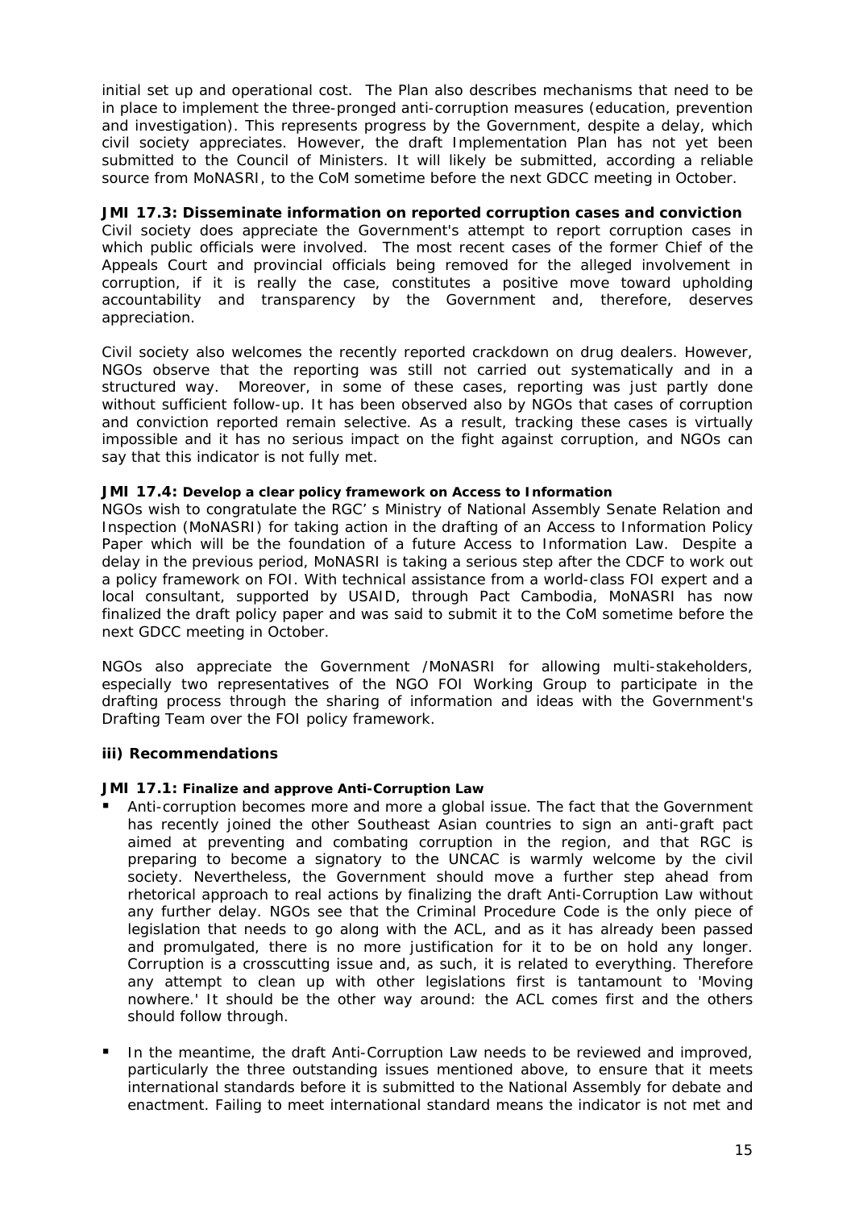initial set up and operational cost. The Plan also describes mechanisms that need to be in place to implement the three-pronged anti-corruption measures (education, prevention and investigation). This represents progress by the Government, despite a delay, which civil society appreciates. However, the draft Implementation Plan has not yet been submitted to the Council of Ministers. It will likely be submitted, according a reliable source from MoNASRI, to the CoM sometime before the next GDCC meeting in October.

**JMI 17.3: Disseminate information on reported corruption cases and conviction**

Civil society does appreciate the Government's attempt to report corruption cases in which public officials were involved. The most recent cases of the former Chief of the Appeals Court and provincial officials being removed for the alleged involvement in corruption, if it is really the case, constitutes a positive move toward upholding accountability and transparency by the Government and, therefore, deserves appreciation.

Civil society also welcomes the recently reported crackdown on drug dealers. However, NGOs observe that the reporting was still not carried out systematically and in a structured way. Moreover, in some of these cases, reporting was just partly done without sufficient follow-up. It has been observed also by NGOs that cases of corruption and conviction reported remain selective. As a result, tracking these cases is virtually impossible and it has no serious impact on the fight against corruption, and NGOs can say that this indicator is not fully met.

**JMI 17.4: Develop a clear policy framework on Access to Information**

NGOs wish to congratulate the RGC' s Ministry of National Assembly Senate Relation and Inspection (MoNASRI) for taking action in the drafting of an Access to Information Policy Paper which will be the foundation of a future Access to Information Law. Despite a delay in the previous period, MoNASRI is taking a serious step after the CDCF to work out a policy framework on FOI. With technical assistance from a world-class FOI expert and a local consultant, supported by USAID, through Pact Cambodia, MoNASRI has now finalized the draft policy paper and was said to submit it to the CoM sometime before the next GDCC meeting in October.

NGOs also appreciate the Government /MoNASRI for allowing multi-stakeholders, especially two representatives of the NGO FOI Working Group to participate in the drafting process through the sharing of information and ideas with the Government's Drafting Team over the FOI policy framework.

### iii) Recommendations

**JMI 17.1: Finalize and approve Anti-Corruption Law**

- Anti-corruption becomes more and more a global issue. The fact that the Government has recently joined the other Southeast Asian countries to sign an anti-graft pact aimed at preventing and combating corruption in the region, and that RGC is preparing to become a signatory to the UNCAC is warmly welcome by the civil society. Nevertheless, the Government should move a further step ahead from rhetorical approach to real actions by finalizing the draft Anti-Corruption Law without any further delay. NGOs see that the Criminal Procedure Code is the only piece of legislation that needs to go along with the ACL, and as it has already been passed and promulgated, there is no more justification for it to be on hold any longer. Corruption is a crosscutting issue and, as such, it is related to everything. Therefore any attempt to clean up with other legislations first is tantamount to 'Moving nowhere.' It should be the other way around: the ACL comes first and the others should follow through.

- In the meantime, the draft Anti-Corruption Law needs to be reviewed and improved, particularly the three outstanding issues mentioned above, to ensure that it meets international standards before it is submitted to the National Assembly for debate and enactment. Failing to meet international standard means the indicator is not met and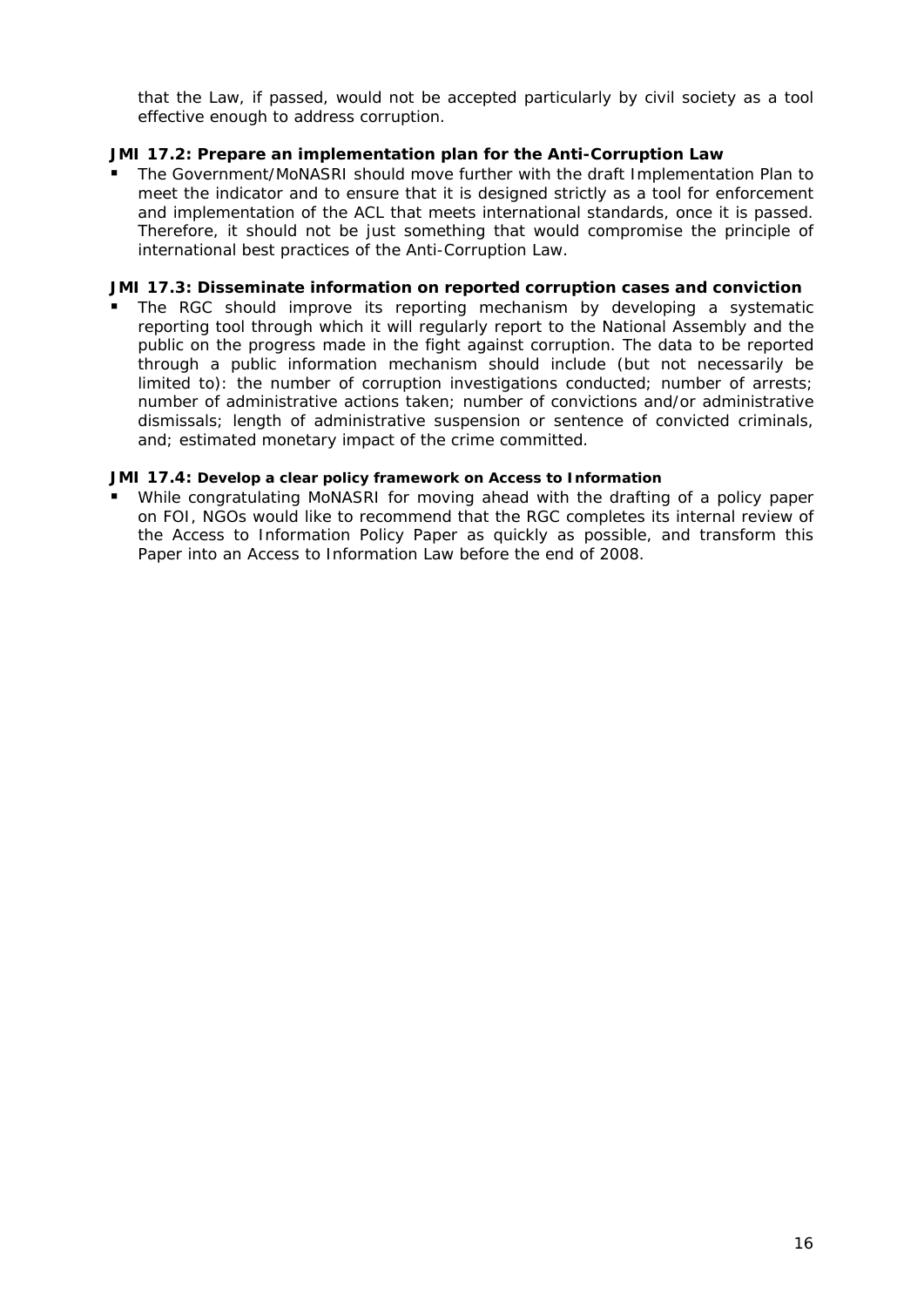that the Law, if passed, would not be accepted particularly by civil society as a tool effective enough to address corruption.

**JMI 17.2: Prepare an implementation plan for the Anti-Corruption Law**

- The Government/MoNASRI should move further with the draft Implementation Plan to meet the indicator and to ensure that it is designed strictly as a tool for enforcement and implementation of the ACL that meets international standards, once it is passed. Therefore, it should not be just something that would compromise the principle of international best practices of the Anti-Corruption Law.

**JMI 17.3: Disseminate information on reported corruption cases and conviction**

- The RGC should improve its reporting mechanism by developing a systematic reporting tool through which it will regularly report to the National Assembly and the public on the progress made in the fight against corruption. The data to be reported through a public information mechanism should include (but not necessarily be limited to): the number of corruption investigations conducted; number of arrests; number of administrative actions taken; number of convictions and/or administrative dismissals; length of administrative suspension or sentence of convicted criminals, and; estimated monetary impact of the crime committed.

**JMI 17.4: Develop a clear policy framework on Access to Information**

- While congratulating MoNASRI for moving ahead with the drafting of a policy paper on FOI, NGOs would like to recommend that the RGC completes its internal review of the Access to Information Policy Paper as quickly as possible, and transform this Paper into an Access to Information Law before the end of 2008.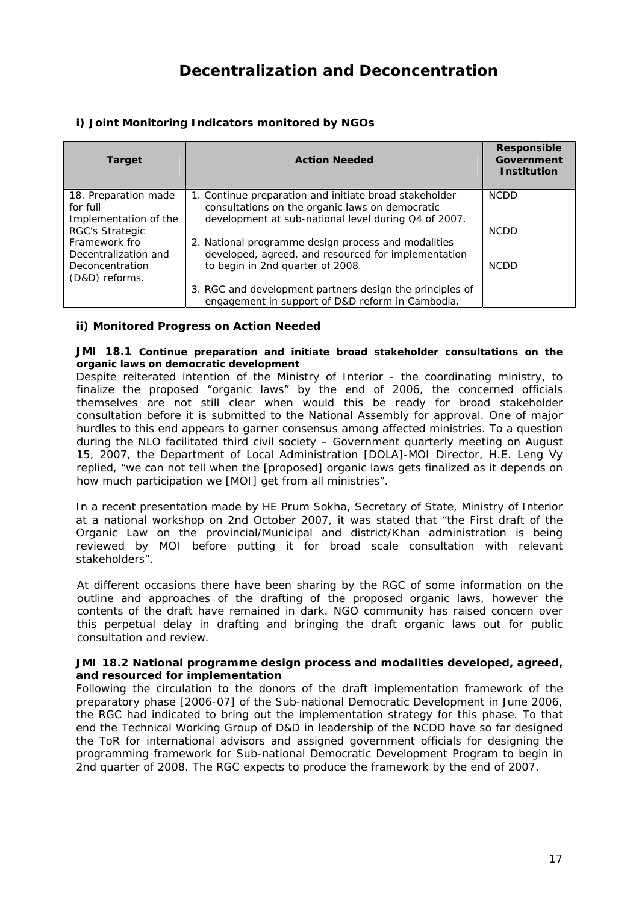# Decentralization and Deconcentration

### i) Joint Monitoring Indicators monitored by NGOs

| Target | Action Needed | Responsible Government Institution |
|---|---|---|
| 18. Preparation made for full Implementation of the RGC's Strategic Framework fro Decentralization and Deconcentration (D&D) reforms. | 1. Continue preparation and initiate broad stakeholder consultations on the organic laws on democratic development at sub-national level during Q4 of 2007.<br><br>2. National programme design process and modalities developed, agreed, and resourced for implementation to begin in 2nd quarter of 2008.<br><br>3. RGC and development partners design the principles of engagement in support of D&D reform in Cambodia. | NCDD<br><br>NCDD<br><br>NCDD |

### ii) Monitored Progress on Action Needed

**JMI 18.1 Continue preparation and initiate broad stakeholder consultations on the organic laws on democratic development**

Despite reiterated intention of the Ministry of Interior - the coordinating ministry, to finalize the proposed "organic laws" by the end of 2006, the concerned officials themselves are not still clear when would this be ready for broad stakeholder consultation before it is submitted to the National Assembly for approval. One of major hurdles to this end appears to garner consensus among affected ministries. To a question during the NLO facilitated third civil society – Government quarterly meeting on August 15, 2007, the Department of Local Administration [DOLA]-MOI Director, H.E. Leng Vy replied, "we can not tell when the [proposed] organic laws gets finalized as it depends on how much participation we [MOI] get from all ministries".

In a recent presentation made by HE Prum Sokha, Secretary of State, Ministry of Interior at a national workshop on 2nd October 2007, it was stated that "the First draft of the Organic Law on the provincial/Municipal and district/Khan administration is being reviewed by MOI before putting it for broad scale consultation with relevant stakeholders".

At different occasions there have been sharing by the RGC of some information on the outline and approaches of the drafting of the proposed organic laws, however the contents of the draft have remained in dark. NGO community has raised concern over this perpetual delay in drafting and bringing the draft organic laws out for public consultation and review.

**JMI 18.2 National programme design process and modalities developed, agreed, and resourced for implementation**

Following the circulation to the donors of the draft implementation framework of the preparatory phase [2006-07] of the Sub-national Democratic Development in June 2006, the RGC had indicated to bring out the implementation strategy for this phase. To that end the Technical Working Group of D&D in leadership of the NCDD have so far designed the ToR for international advisors and assigned government officials for designing the programming framework for Sub-national Democratic Development Program to begin in 2nd quarter of 2008. The RGC expects to produce the framework by the end of 2007.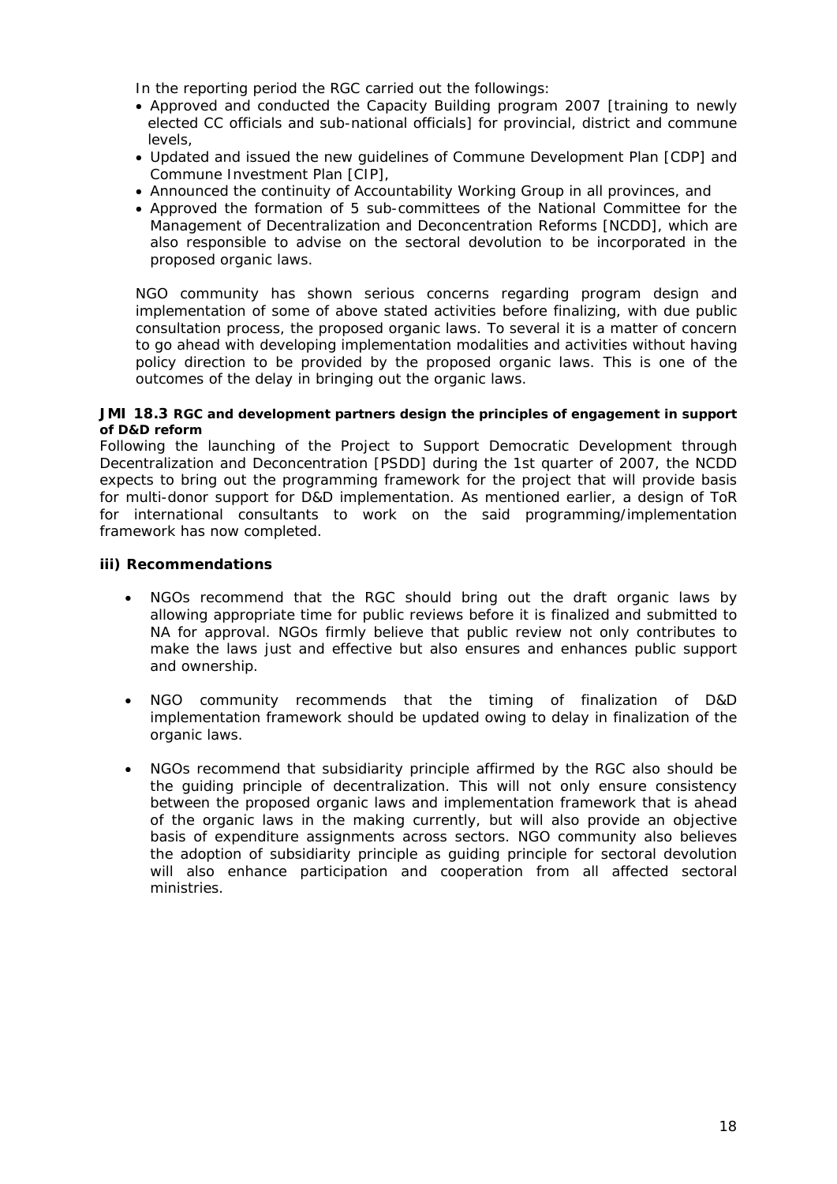In the reporting period the RGC carried out the followings:

- Approved and conducted the Capacity Building program 2007 [training to newly elected CC officials and sub-national officials] for provincial, district and commune levels,
- Updated and issued the new guidelines of Commune Development Plan [CDP] and Commune Investment Plan [CIP],
- Announced the continuity of Accountability Working Group in all provinces, and
- Approved the formation of 5 sub-committees of the National Committee for the Management of Decentralization and Deconcentration Reforms [NCDD], which are also responsible to advise on the sectoral devolution to be incorporated in the proposed organic laws.

NGO community has shown serious concerns regarding program design and implementation of some of above stated activities before finalizing, with due public consultation process, the proposed organic laws. To several it is a matter of concern to go ahead with developing implementation modalities and activities without having policy direction to be provided by the proposed organic laws. This is one of the outcomes of the delay in bringing out the organic laws.

**JMI 18.3 RGC and development partners design the principles of engagement in support of D&D reform**

Following the launching of the Project to Support Democratic Development through Decentralization and Deconcentration [PSDD] during the 1st quarter of 2007, the NCDD expects to bring out the programming framework for the project that will provide basis for multi-donor support for D&D implementation. As mentioned earlier, a design of ToR for international consultants to work on the said programming/implementation framework has now completed.

**iii) Recommendations**

- NGOs recommend that the RGC should bring out the draft organic laws by allowing appropriate time for public reviews before it is finalized and submitted to NA for approval. NGOs firmly believe that public review not only contributes to make the laws just and effective but also ensures and enhances public support and ownership.

- NGO community recommends that the timing of finalization of D&D implementation framework should be updated owing to delay in finalization of the organic laws.

- NGOs recommend that subsidiarity principle affirmed by the RGC also should be the guiding principle of decentralization. This will not only ensure consistency between the proposed organic laws and implementation framework that is ahead of the organic laws in the making currently, but will also provide an objective basis of expenditure assignments across sectors. NGO community also believes the adoption of subsidiarity principle as guiding principle for sectoral devolution will also enhance participation and cooperation from all affected sectoral ministries.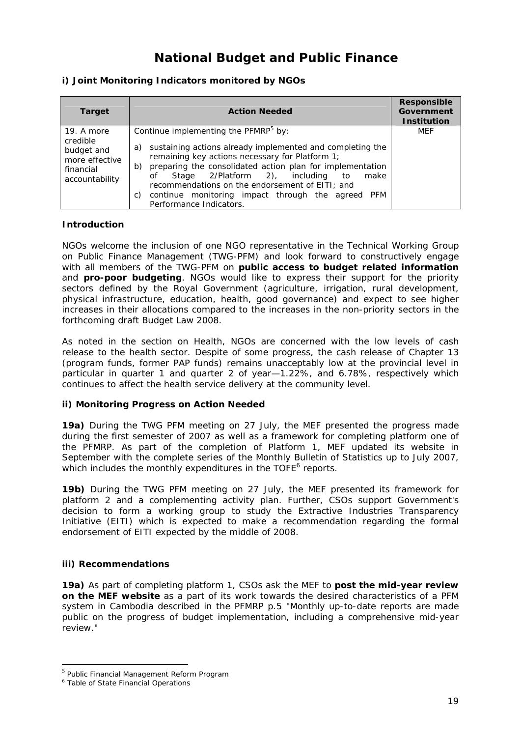# National Budget and Public Finance

### i) Joint Monitoring Indicators monitored by NGOs

| Target | Action Needed | Responsible Government Institution |
|---|---|---|
| 19. A more credible budget and more effective financial accountability | Continue implementing the PFMRP[5] by:<br>a) sustaining actions already implemented and completing the remaining key actions necessary for Platform 1;<br>b) preparing the consolidated action plan for implementation of Stage 2/Platform 2), including to make recommendations on the endorsement of EITI; and<br>c) continue monitoring impact through the agreed PFM Performance Indicators. | MEF |

### Introduction

NGOs welcome the inclusion of one NGO representative in the Technical Working Group on Public Finance Management (TWG-PFM) and look forward to constructively engage with all members of the TWG-PFM on **public access to budget related information** and **pro-poor budgeting**. NGOs would like to express their support for the priority sectors defined by the Royal Government (agriculture, irrigation, rural development, physical infrastructure, education, health, good governance) and expect to see higher increases in their allocations compared to the increases in the non-priority sectors in the forthcoming draft Budget Law 2008.

As noted in the section on Health, NGOs are concerned with the low levels of cash release to the health sector. Despite of some progress, the cash release of Chapter 13 (program funds, former PAP funds) remains unacceptably low at the provincial level in particular in quarter 1 and quarter 2 of year—1.22%, and 6.78%, respectively which continues to affect the health service delivery at the community level.

### ii) Monitoring Progress on Action Needed

**19a)** During the TWG PFM meeting on 27 July, the MEF presented the progress made during the first semester of 2007 as well as a framework for completing platform one of the PFMRP. As part of the completion of Platform 1, MEF updated its website in September with the complete series of the Monthly Bulletin of Statistics up to July 2007, which includes the monthly expenditures in the TOFE[6] reports.

**19b)** During the TWG PFM meeting on 27 July, the MEF presented its framework for platform 2 and a complementing activity plan. Further, CSOs support Government's decision to form a working group to study the Extractive Industries Transparency Initiative (EITI) which is expected to make a recommendation regarding the formal endorsement of EITI expected by the middle of 2008.

### iii) Recommendations

**19a)** As part of completing platform 1, CSOs ask the MEF to **post the mid-year review on the MEF website** as a part of its work towards the desired characteristics of a PFM system in Cambodia described in the PFMRP p.5 "Monthly up-to-date reports are made public on the progress of budget implementation, including a comprehensive mid-year review."

---

[5] Public Financial Management Reform Program

[6] Table of State Financial Operations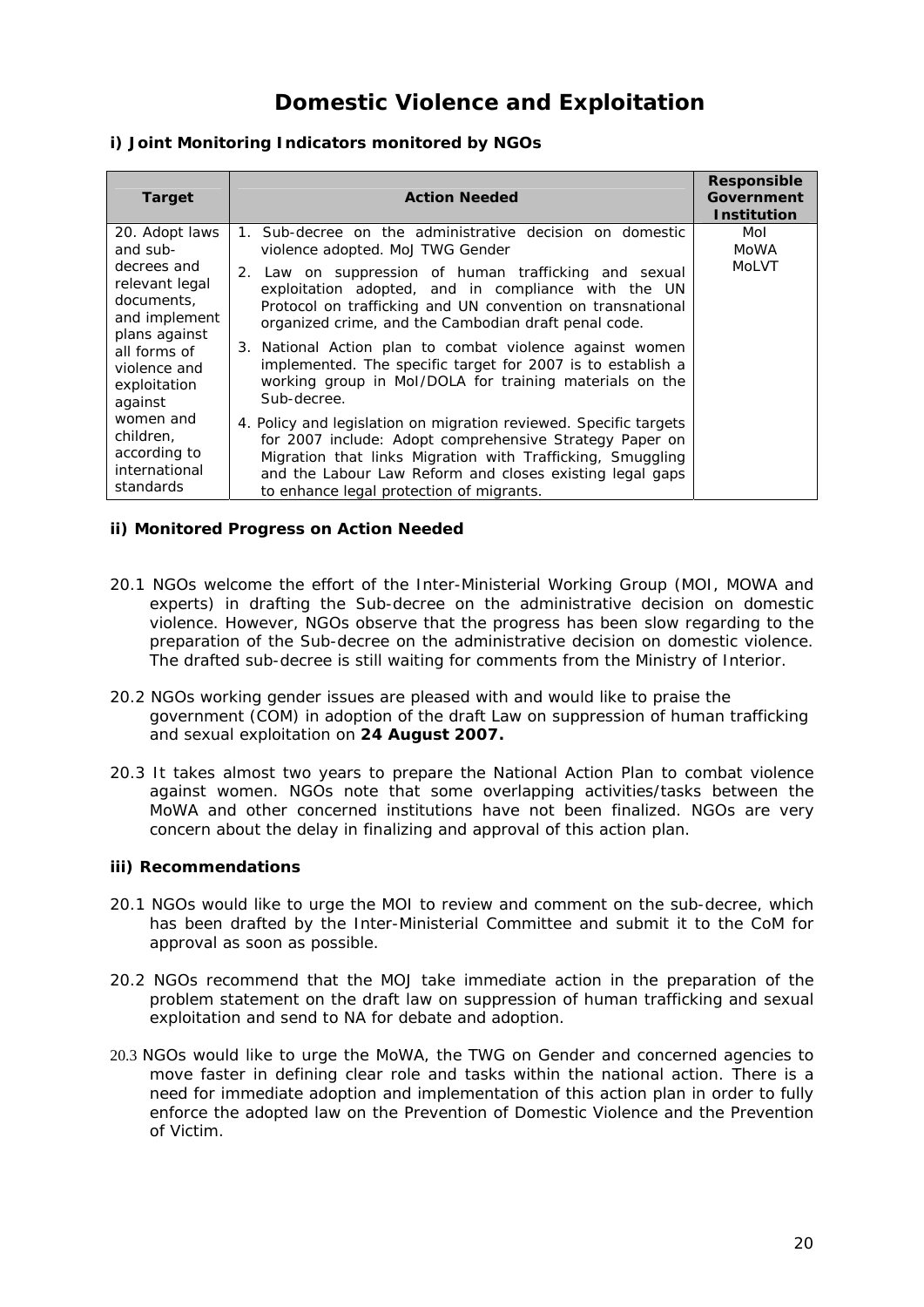# Domestic Violence and Exploitation

### i) Joint Monitoring Indicators monitored by NGOs

| Target | Action Needed | Responsible Government Institution |
|---|---|---|
| 20. Adopt laws and sub-decrees and relevant legal documents, and implement plans against all forms of violence and exploitation against women and children, according to international standards | 1. Sub-decree on the administrative decision on domestic violence adopted. MoJ TWG Gender<br>2. Law on suppression of human trafficking and sexual exploitation adopted, and in compliance with the UN Protocol on trafficking and UN convention on transnational organized crime, and the Cambodian draft penal code.<br>3. National Action plan to combat violence against women implemented. The specific target for 2007 is to establish a working group in MoI/DOLA for training materials on the Sub-decree.<br>4. Policy and legislation on migration reviewed. Specific targets for 2007 include: Adopt comprehensive Strategy Paper on Migration that links Migration with Trafficking, Smuggling and the Labour Law Reform and closes existing legal gaps to enhance legal protection of migrants. | MoI<br>MoWA<br>MoLVT |

### ii) Monitored Progress on Action Needed

20.1 NGOs welcome the effort of the Inter-Ministerial Working Group (MOI, MOWA and experts) in drafting the Sub-decree on the administrative decision on domestic violence. However, NGOs observe that the progress has been slow regarding to the preparation of the Sub-decree on the administrative decision on domestic violence. The drafted sub-decree is still waiting for comments from the Ministry of Interior.

20.2 NGOs working gender issues are pleased with and would like to praise the government (COM) in adoption of the draft Law on suppression of human trafficking and sexual exploitation on **24 August 2007.**

20.3 It takes almost two years to prepare the National Action Plan to combat violence against women. NGOs note that some overlapping activities/tasks between the MoWA and other concerned institutions have not been finalized. NGOs are very concern about the delay in finalizing and approval of this action plan.

### iii) Recommendations

20.1 NGOs would like to urge the MOI to review and comment on the sub-decree, which has been drafted by the Inter-Ministerial Committee and submit it to the CoM for approval as soon as possible.

20.2 NGOs recommend that the MOJ take immediate action in the preparation of the problem statement on the draft law on suppression of human trafficking and sexual exploitation and send to NA for debate and adoption.

20.3 NGOs would like to urge the MoWA, the TWG on Gender and concerned agencies to move faster in defining clear role and tasks within the national action. There is a need for immediate adoption and implementation of this action plan in order to fully enforce the adopted law on the Prevention of Domestic Violence and the Prevention of Victim.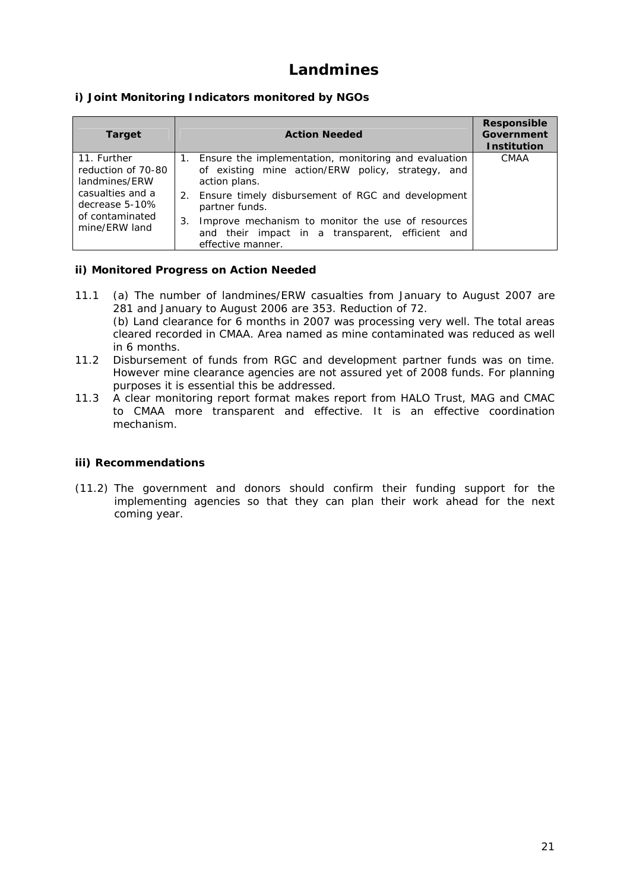# Landmines

### i) Joint Monitoring Indicators monitored by NGOs

| Target | Action Needed | Responsible Government Institution |
|---|---|---|
| 11. Further reduction of 70-80 landmines/ERW casualties and a decrease 5-10% of contaminated mine/ERW land | 1. Ensure the implementation, monitoring and evaluation of existing mine action/ERW policy, strategy, and action plans.<br>2. Ensure timely disbursement of RGC and development partner funds.<br>3. Improve mechanism to monitor the use of resources and their impact in a transparent, efficient and effective manner. | CMAA |

### ii) Monitored Progress on Action Needed

11.1 (a) The number of landmines/ERW casualties from January to August 2007 are 281 and January to August 2006 are 353. Reduction of 72.
(b) Land clearance for 6 months in 2007 was processing very well. The total areas cleared recorded in CMAA. Area named as mine contaminated was reduced as well in 6 months.

11.2 Disbursement of funds from RGC and development partner funds was on time. However mine clearance agencies are not assured yet of 2008 funds. For planning purposes it is essential this be addressed.

11.3 A clear monitoring report format makes report from HALO Trust, MAG and CMAC to CMAA more transparent and effective. It is an effective coordination mechanism.

### iii) Recommendations

(11.2) The government and donors should confirm their funding support for the implementing agencies so that they can plan their work ahead for the next coming year.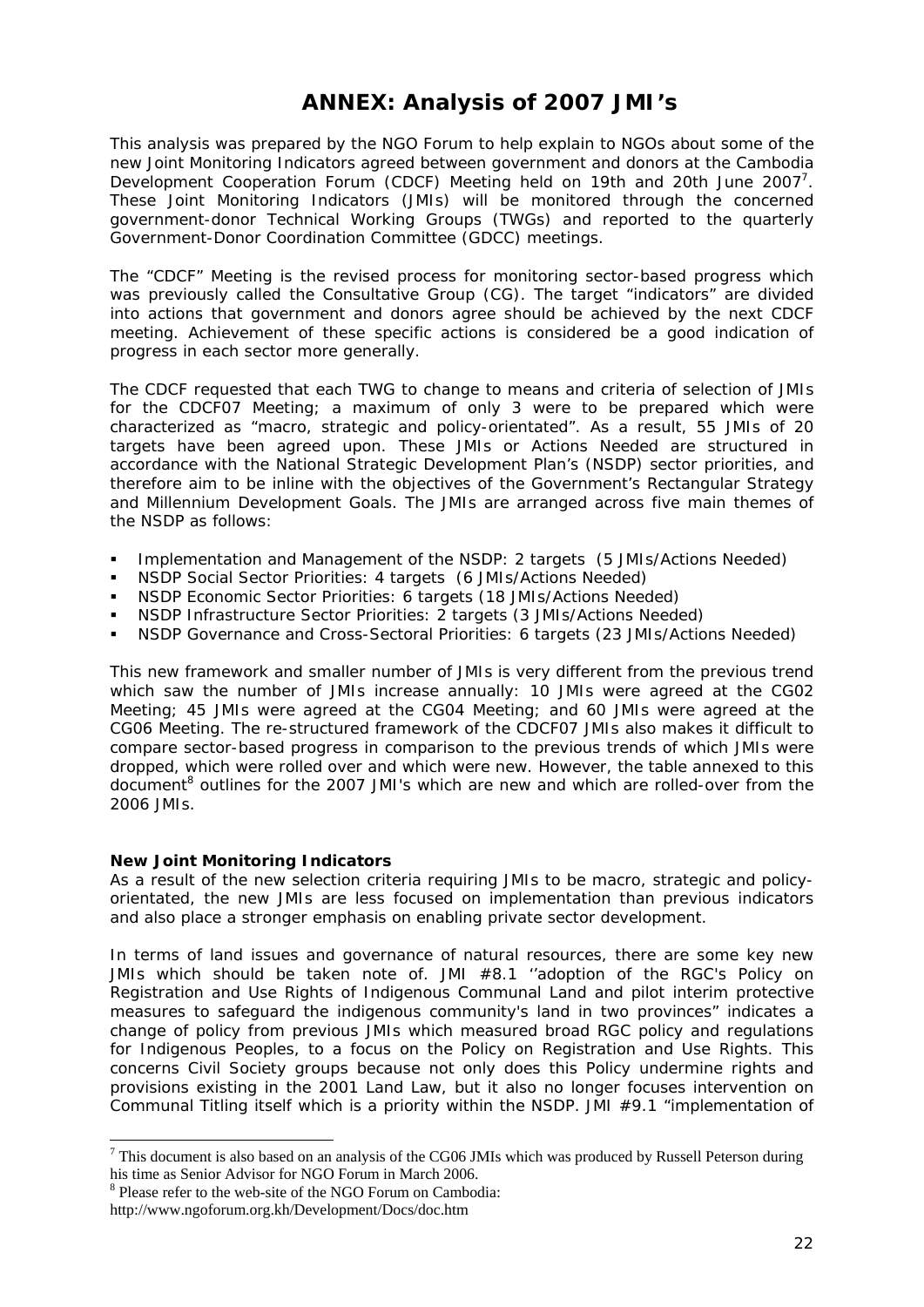# ANNEX: Analysis of 2007 JMI's

This analysis was prepared by the NGO Forum to help explain to NGOs about some of the new Joint Monitoring Indicators agreed between government and donors at the Cambodia Development Cooperation Forum (CDCF) Meeting held on 19th and 20th June 2007[7]. These Joint Monitoring Indicators (JMIs) will be monitored through the concerned government-donor Technical Working Groups (TWGs) and reported to the quarterly Government-Donor Coordination Committee (GDCC) meetings.

The "CDCF" Meeting is the revised process for monitoring sector-based progress which was previously called the Consultative Group (CG). The target "indicators" are divided into actions that government and donors agree should be achieved by the next CDCF meeting. Achievement of these specific actions is considered be a good indication of progress in each sector more generally.

The CDCF requested that each TWG to change to means and criteria of selection of JMIs for the CDCF07 Meeting; a maximum of only 3 were to be prepared which were characterized as "macro, strategic and policy-orientated". As a result, 55 JMIs of 20 targets have been agreed upon. These JMIs or Actions Needed are structured in accordance with the National Strategic Development Plan's (NSDP) sector priorities, and therefore aim to be inline with the objectives of the Government's Rectangular Strategy and Millennium Development Goals. The JMIs are arranged across five main themes of the NSDP as follows:

- Implementation and Management of the NSDP: 2 targets (5 JMIs/Actions Needed)
- NSDP Social Sector Priorities: 4 targets (6 JMIs/Actions Needed)
- NSDP Economic Sector Priorities: 6 targets (18 JMIs/Actions Needed)
- NSDP Infrastructure Sector Priorities: 2 targets (3 JMIs/Actions Needed)
- NSDP Governance and Cross-Sectoral Priorities: 6 targets (23 JMIs/Actions Needed)

This new framework and smaller number of JMIs is very different from the previous trend which saw the number of JMIs increase annually: 10 JMIs were agreed at the CG02 Meeting; 45 JMIs were agreed at the CG04 Meeting; and 60 JMIs were agreed at the CG06 Meeting. The re-structured framework of the CDCF07 JMIs also makes it difficult to compare sector-based progress in comparison to the previous trends of which JMIs were dropped, which were rolled over and which were new. However, the table annexed to this document[8] outlines for the 2007 JMI's which are new and which are rolled-over from the 2006 JMIs.

**New Joint Monitoring Indicators**

As a result of the new selection criteria requiring JMIs to be macro, strategic and policy-orientated, the new JMIs are less focused on implementation than previous indicators and also place a stronger emphasis on enabling private sector development.

In terms of land issues and governance of natural resources, there are some key new JMIs which should be taken note of. JMI #8.1 ''adoption of the RGC's Policy on Registration and Use Rights of Indigenous Communal Land and pilot interim protective measures to safeguard the indigenous community's land in two provinces" indicates a change of policy from previous JMIs which measured broad RGC policy and regulations for Indigenous Peoples, to a focus on the Policy on Registration and Use Rights. This concerns Civil Society groups because not only does this Policy undermine rights and provisions existing in the 2001 Land Law, but it also no longer focuses intervention on Communal Titling itself which is a priority within the NSDP. JMI #9.1 "implementation of

---

[7] This document is also based on an analysis of the CG06 JMIs which was produced by Russell Peterson during his time as Senior Advisor for NGO Forum in March 2006.

[8] Please refer to the web-site of the NGO Forum on Cambodia: http://www.ngoforum.org.kh/Development/Docs/doc.htm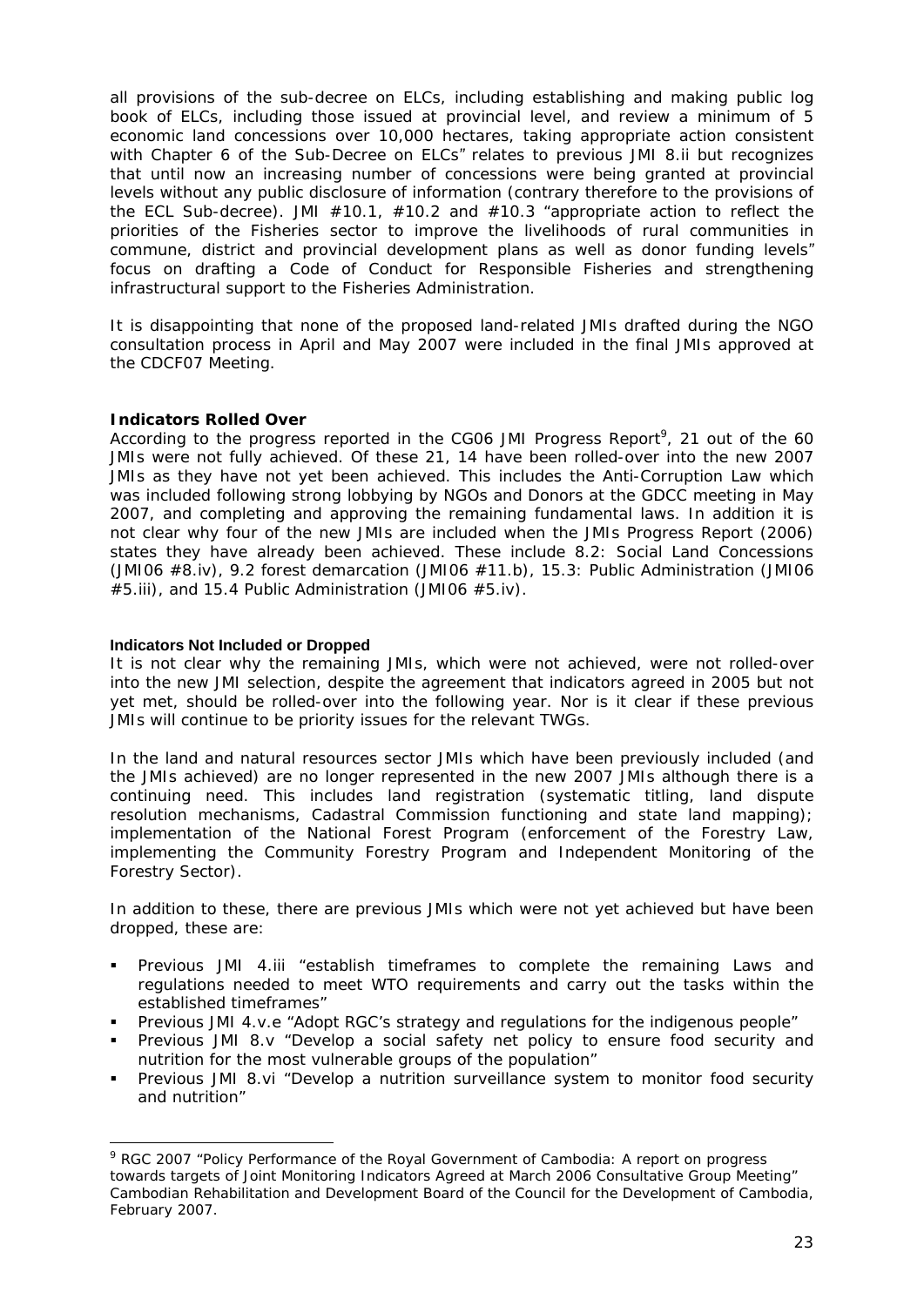all provisions of the sub-decree on ELCs, including establishing and making public log book of ELCs, including those issued at provincial level, and review a minimum of 5 economic land concessions over 10,000 hectares, taking appropriate action consistent with Chapter 6 of the Sub-Decree on ELCs" relates to previous JMI 8.ii but recognizes that until now an increasing number of concessions were being granted at provincial levels without any public disclosure of information (contrary therefore to the provisions of the ECL Sub-decree). JMI #10.1, #10.2 and #10.3 "appropriate action to reflect the priorities of the Fisheries sector to improve the livelihoods of rural communities in commune, district and provincial development plans as well as donor funding levels" focus on drafting a Code of Conduct for Responsible Fisheries and strengthening infrastructural support to the Fisheries Administration.

It is disappointing that none of the proposed land-related JMIs drafted during the NGO consultation process in April and May 2007 were included in the final JMIs approved at the CDCF07 Meeting.

**Indicators Rolled Over**

According to the progress reported in the CG06 JMI Progress Report[9], 21 out of the 60 JMIs were not fully achieved. Of these 21, 14 have been rolled-over into the new 2007 JMIs as they have not yet been achieved. This includes the Anti-Corruption Law which was included following strong lobbying by NGOs and Donors at the GDCC meeting in May 2007, and completing and approving the remaining fundamental laws. In addition it is not clear why four of the new JMIs are included when the JMIs Progress Report (2006) states they have already been achieved. These include 8.2: Social Land Concessions (JMI06 #8.iv), 9.2 forest demarcation (JMI06 #11.b), 15.3: Public Administration (JMI06 #5.iii), and 15.4 Public Administration (JMI06 #5.iv).

**Indicators Not Included or Dropped**

It is not clear why the remaining JMIs, which were not achieved, were not rolled-over into the new JMI selection, despite the agreement that indicators agreed in 2005 but not yet met, should be rolled-over into the following year. Nor is it clear if these previous JMIs will continue to be priority issues for the relevant TWGs.

In the land and natural resources sector JMIs which have been previously included (and the JMIs achieved) are no longer represented in the new 2007 JMIs although there is a continuing need. This includes land registration (systematic titling, land dispute resolution mechanisms, Cadastral Commission functioning and state land mapping); implementation of the National Forest Program (enforcement of the Forestry Law, implementing the Community Forestry Program and Independent Monitoring of the Forestry Sector).

In addition to these, there are previous JMIs which were not yet achieved but have been dropped, these are:

- Previous JMI 4.iii "establish timeframes to complete the remaining Laws and regulations needed to meet WTO requirements and carry out the tasks within the established timeframes"
- Previous JMI 4.v.e "Adopt RGC's strategy and regulations for the indigenous people"
- Previous JMI 8.v "Develop a social safety net policy to ensure food security and nutrition for the most vulnerable groups of the population"
- Previous JMI 8.vi "Develop a nutrition surveillance system to monitor food security and nutrition"

---

[9] RGC 2007 "Policy Performance of the Royal Government of Cambodia: A report on progress towards targets of Joint Monitoring Indicators Agreed at March 2006 Consultative Group Meeting" Cambodian Rehabilitation and Development Board of the Council for the Development of Cambodia, February 2007.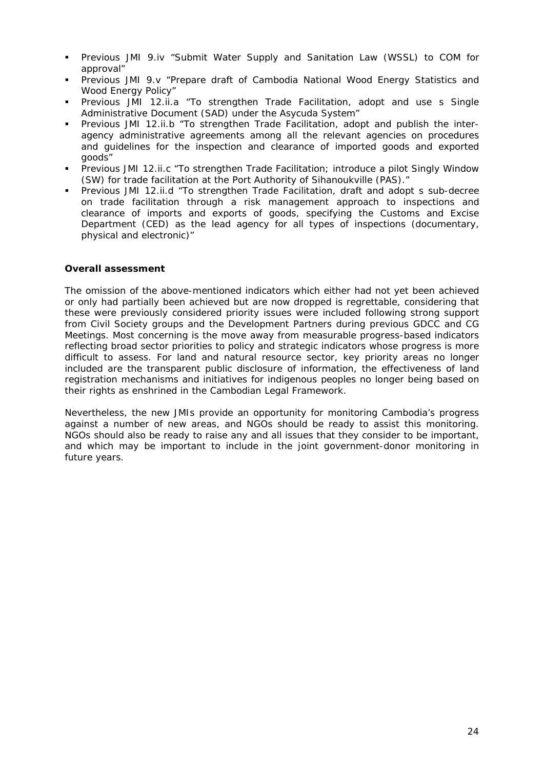- Previous JMI 9.iv "Submit Water Supply and Sanitation Law (WSSL) to COM for approval"
- Previous JMI 9.v "Prepare draft of Cambodia National Wood Energy Statistics and Wood Energy Policy"
- Previous JMI 12.ii.a "To strengthen Trade Facilitation, adopt and use s Single Administrative Document (SAD) under the Asycuda System"
- Previous JMI 12.ii.b "To strengthen Trade Facilitation, adopt and publish the inter-agency administrative agreements among all the relevant agencies on procedures and guidelines for the inspection and clearance of imported goods and exported goods"
- Previous JMI 12.ii.c "To strengthen Trade Facilitation; introduce a pilot Singly Window (SW) for trade facilitation at the Port Authority of Sihanoukville (PAS)."
- Previous JMI 12.ii.d "To strengthen Trade Facilitation, draft and adopt s sub-decree on trade facilitation through a risk management approach to inspections and clearance of imports and exports of goods, specifying the Customs and Excise Department (CED) as the lead agency for all types of inspections (documentary, physical and electronic)"

**Overall assessment**

The omission of the above-mentioned indicators which either had not yet been achieved or only had partially been achieved but are now dropped is regrettable, considering that these were previously considered priority issues were included following strong support from Civil Society groups and the Development Partners during previous GDCC and CG Meetings. Most concerning is the move away from measurable progress-based indicators reflecting broad sector priorities to policy and strategic indicators whose progress is more difficult to assess. For land and natural resource sector, key priority areas no longer included are the transparent public disclosure of information, the effectiveness of land registration mechanisms and initiatives for indigenous peoples no longer being based on their rights as enshrined in the Cambodian Legal Framework.

Nevertheless, the new JMIs provide an opportunity for monitoring Cambodia's progress against a number of new areas, and NGOs should be ready to assist this monitoring. NGOs should also be ready to raise any and all issues that they consider to be important, and which may be important to include in the joint government-donor monitoring in future years.